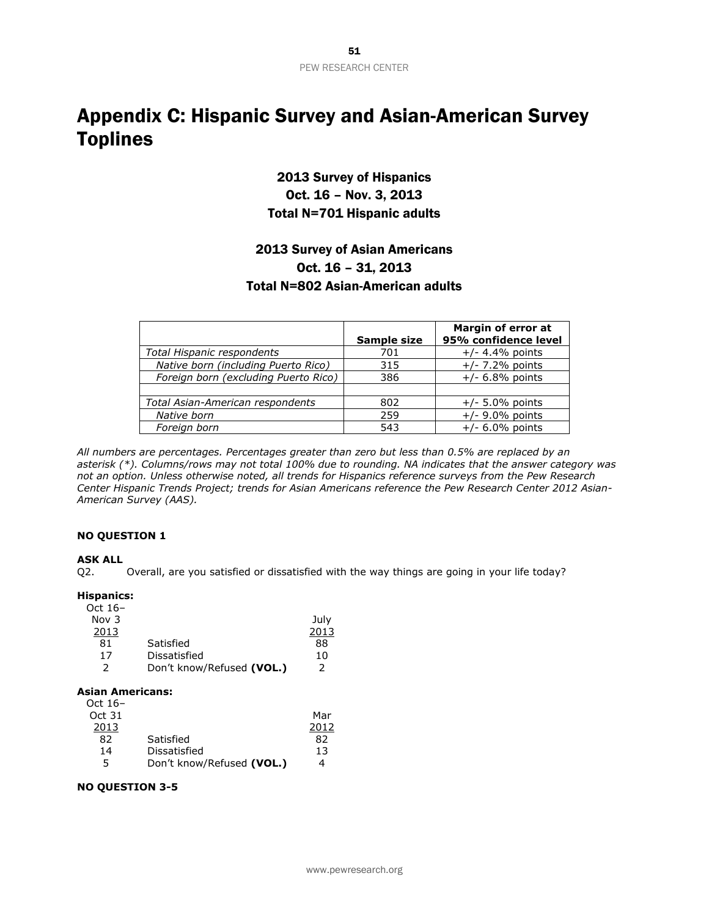# Appendix C: Hispanic Survey and Asian-American Survey Toplines

### 2013 Survey of Hispanics
### Oct. 16 – Nov. 3, 2013
### Total N=701 Hispanic adults

### 2013 Survey of Asian Americans
### Oct. 16 – 31, 2013
### Total N=802 Asian-American adults

| | Sample size | Margin of error at 95% confidence level |
|---|---|---|
| *Total Hispanic respondents* | 701 | +/- 4.4% points |
| *Native born (including Puerto Rico)* | 315 | +/- 7.2% points |
| *Foreign born (excluding Puerto Rico)* | 386 | +/- 6.8% points |
| | | |
| *Total Asian-American respondents* | 802 | +/- 5.0% points |
| *Native born* | 259 | +/- 9.0% points |
| *Foreign born* | 543 | +/- 6.0% points |

*All numbers are percentages. Percentages greater than zero but less than 0.5% are replaced by an asterisk (*). Columns/rows may not total 100% due to rounding. NA indicates that the answer category was not an option. Unless otherwise noted, all trends for Hispanics reference surveys from the Pew Research Center Hispanic Trends Project; trends for Asian Americans reference the Pew Research Center 2012 Asian-American Survey (AAS).*

**NO QUESTION 1**

**ASK ALL**

Q2. Overall, are you satisfied or dissatisfied with the way things are going in your life today?

**Hispanics:**

| Oct 16–Nov 3 2013 | | July 2013 |
|---|---|---|
| 81 | Satisfied | 88 |
| 17 | Dissatisfied | 10 |
| 2 | Don't know/Refused **(VOL.)** | 2 |

**Asian Americans:**

| Oct 16–Oct 31 2013 | | Mar 2012 |
|---|---|---|
| 82 | Satisfied | 82 |
| 14 | Dissatisfied | 13 |
| 5 | Don't know/Refused **(VOL.)** | 4 |

**NO QUESTION 3-5**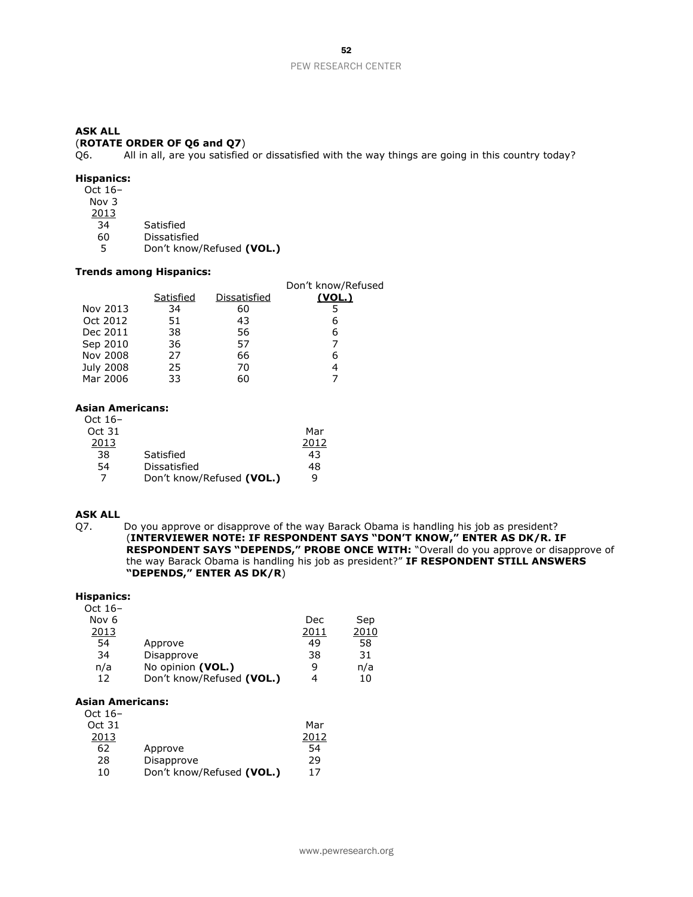**ASK ALL**
(**ROTATE ORDER OF Q6 and Q7**)
Q6. All in all, are you satisfied or dissatisfied with the way things are going in this country today?

**Hispanics:**

| Oct 16–Nov 3 2013 | |
|---|---|
| 34 | Satisfied |
| 60 | Dissatisfied |
| 5 | Don't know/Refused **(VOL.)** |

**Trends among Hispanics:**

| | Satisfied | Dissatisfied | Don't know/Refused (VOL.) |
|---|---|---|---|
| Nov 2013 | 34 | 60 | 5 |
| Oct 2012 | 51 | 43 | 6 |
| Dec 2011 | 38 | 56 | 6 |
| Sep 2010 | 36 | 57 | 7 |
| Nov 2008 | 27 | 66 | 6 |
| July 2008 | 25 | 70 | 4 |
| Mar 2006 | 33 | 60 | 7 |

**Asian Americans:**

| Oct 16–Oct 31 2013 | | Mar 2012 |
|---|---|---|
| 38 | Satisfied | 43 |
| 54 | Dissatisfied | 48 |
| 7 | Don't know/Refused **(VOL.)** | 9 |

**ASK ALL**
Q7. Do you approve or disapprove of the way Barack Obama is handling his job as president? (**INTERVIEWER NOTE: IF RESPONDENT SAYS "DON'T KNOW," ENTER AS DK/R. IF RESPONDENT SAYS "DEPENDS," PROBE ONCE WITH:** "Overall do you approve or disapprove of the way Barack Obama is handling his job as president?" **IF RESPONDENT STILL ANSWERS "DEPENDS," ENTER AS DK/R**)

**Hispanics:**

| Oct 16–Nov 6 2013 | | Dec 2011 | Sep 2010 |
|---|---|---|---|
| 54 | Approve | 49 | 58 |
| 34 | Disapprove | 38 | 31 |
| n/a | No opinion **(VOL.)** | 9 | n/a |
| 12 | Don't know/Refused **(VOL.)** | 4 | 10 |

**Asian Americans:**

| Oct 16–Oct 31 2013 | | Mar 2012 |
|---|---|---|
| 62 | Approve | 54 |
| 28 | Disapprove | 29 |
| 10 | Don't know/Refused **(VOL.)** | 17 |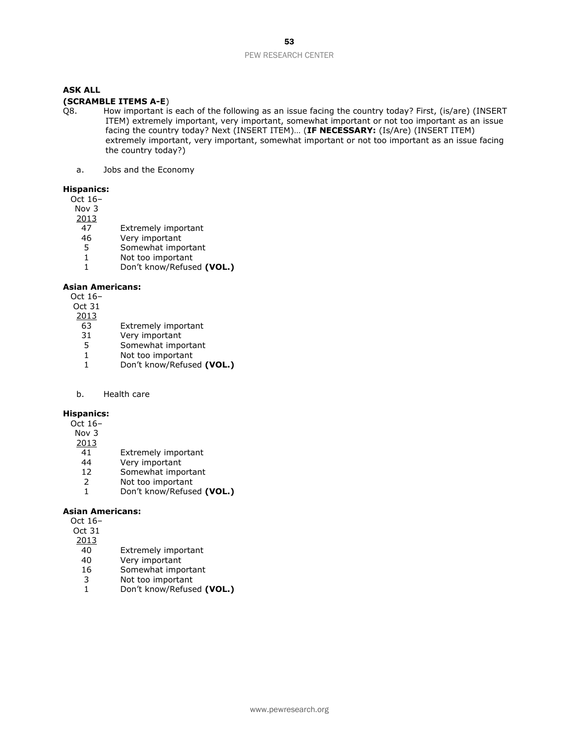**ASK ALL**

**(SCRAMBLE ITEMS A-E)**

Q8. How important is each of the following as an issue facing the country today? First, (is/are) (INSERT ITEM) extremely important, very important, somewhat important or not too important as an issue facing the country today? Next (INSERT ITEM)… (**IF NECESSARY:** (Is/Are) (INSERT ITEM) extremely important, very important, somewhat important or not too important as an issue facing the country today?)

a. Jobs and the Economy

**Hispanics:**

| Oct 16– Nov 3 2013 | |
|---|---|
| 47 | Extremely important |
| 46 | Very important |
| 5 | Somewhat important |
| 1 | Not too important |
| 1 | Don't know/Refused **(VOL.)** |

**Asian Americans:**

| Oct 16– Oct 31 2013 | |
|---|---|
| 63 | Extremely important |
| 31 | Very important |
| 5 | Somewhat important |
| 1 | Not too important |
| 1 | Don't know/Refused **(VOL.)** |

b. Health care

**Hispanics:**

| Oct 16– Nov 3 2013 | |
|---|---|
| 41 | Extremely important |
| 44 | Very important |
| 12 | Somewhat important |
| 2 | Not too important |
| 1 | Don't know/Refused **(VOL.)** |

**Asian Americans:**

| Oct 16– Oct 31 2013 | |
|---|---|
| 40 | Extremely important |
| 40 | Very important |
| 16 | Somewhat important |
| 3 | Not too important |
| 1 | Don't know/Refused **(VOL.)** |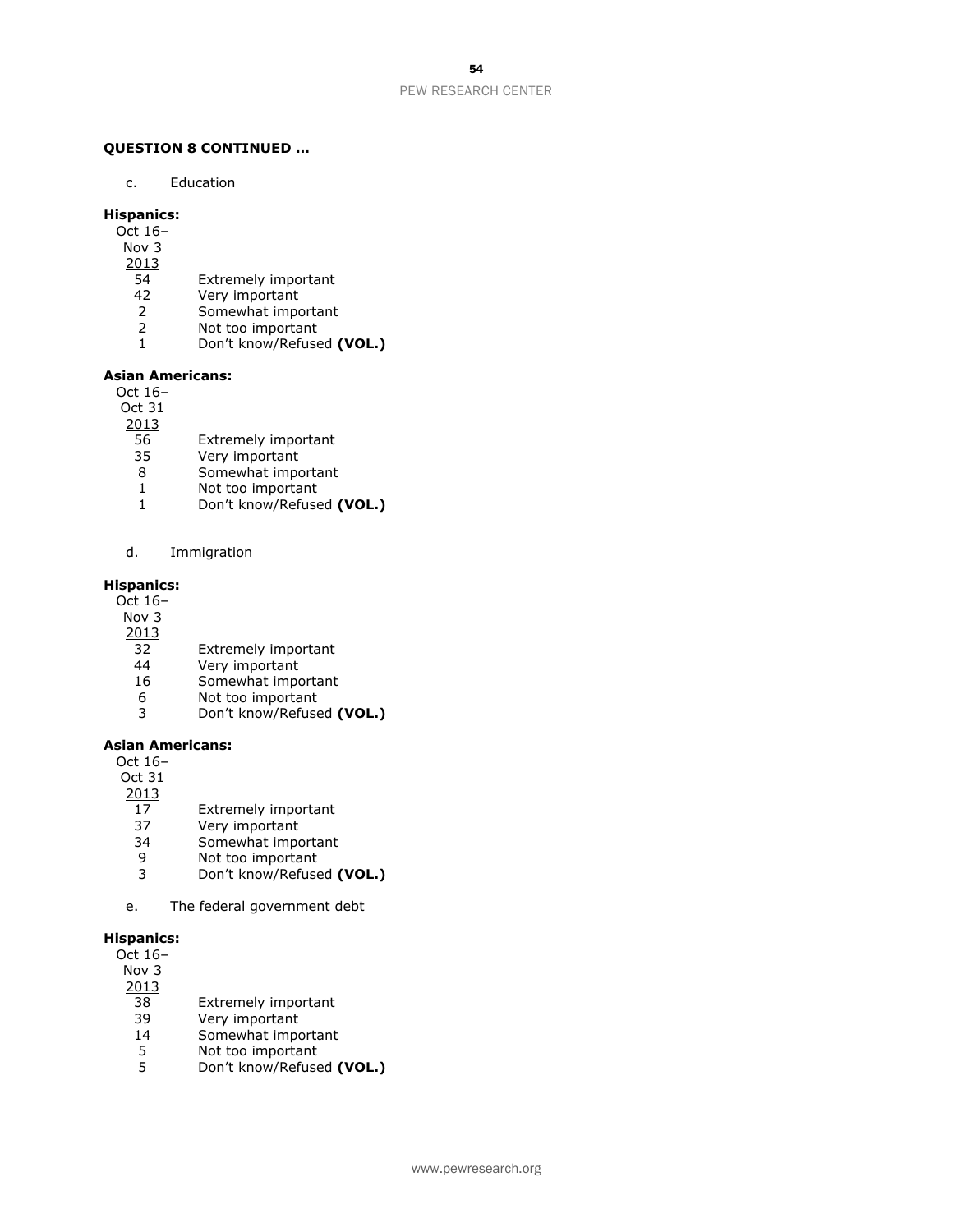**QUESTION 8 CONTINUED …**

c. Education

**Hispanics:**

| Oct 16–<br>Nov 3<br>2013 | |
|---|---|
| 54 | Extremely important |
| 42 | Very important |
| 2 | Somewhat important |
| 2 | Not too important |
| 1 | Don't know/Refused **(VOL.)** |

**Asian Americans:**

| Oct 16–<br>Oct 31<br>2013 | |
|---|---|
| 56 | Extremely important |
| 35 | Very important |
| 8 | Somewhat important |
| 1 | Not too important |
| 1 | Don't know/Refused **(VOL.)** |

d. Immigration

**Hispanics:**

| Oct 16–<br>Nov 3<br>2013 | |
|---|---|
| 32 | Extremely important |
| 44 | Very important |
| 16 | Somewhat important |
| 6 | Not too important |
| 3 | Don't know/Refused **(VOL.)** |

**Asian Americans:**

| Oct 16–<br>Oct 31<br>2013 | |
|---|---|
| 17 | Extremely important |
| 37 | Very important |
| 34 | Somewhat important |
| 9 | Not too important |
| 3 | Don't know/Refused **(VOL.)** |

e. The federal government debt

**Hispanics:**

| Oct 16–<br>Nov 3<br>2013 | |
|---|---|
| 38 | Extremely important |
| 39 | Very important |
| 14 | Somewhat important |
| 5 | Not too important |
| 5 | Don't know/Refused **(VOL.)** |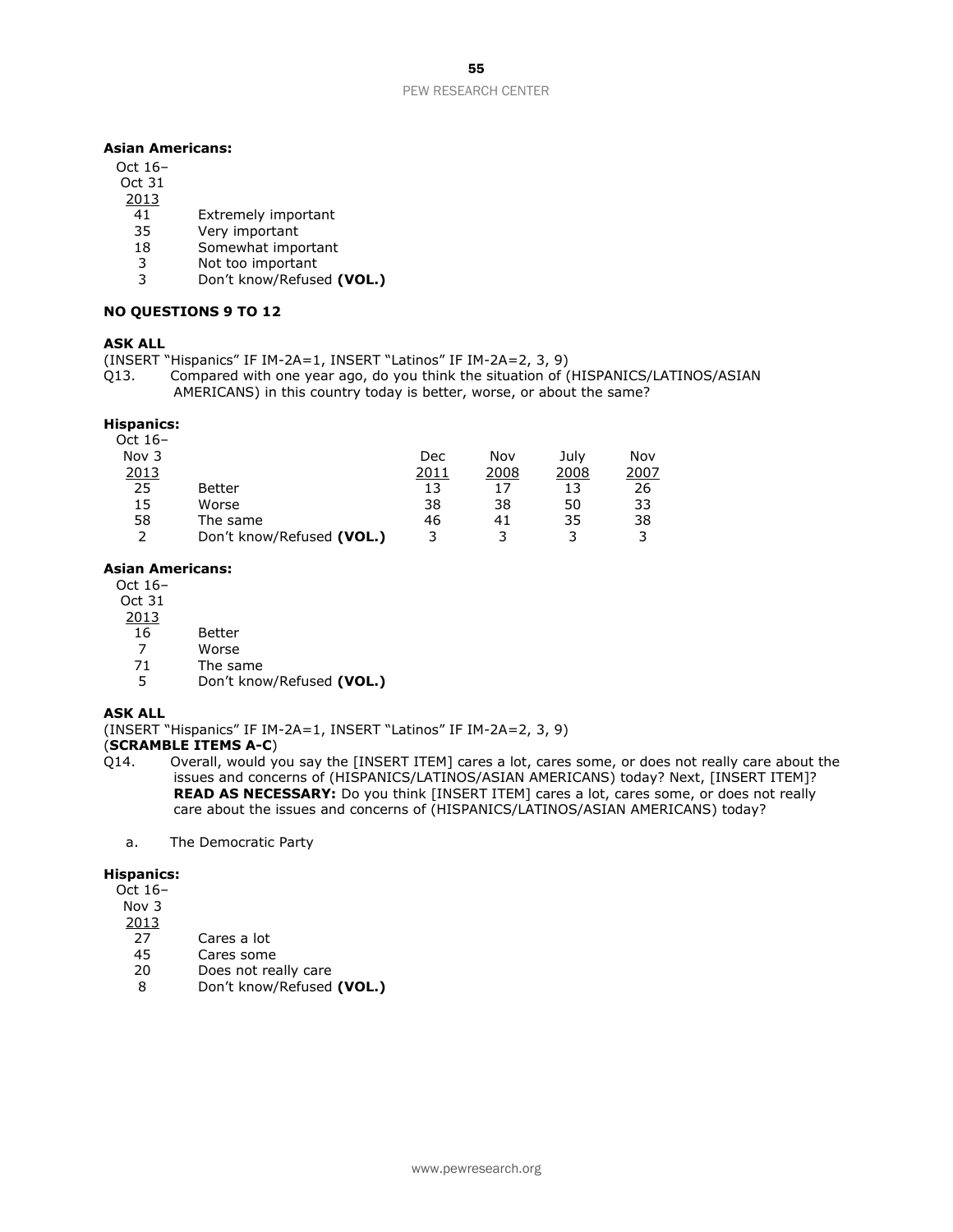**Asian Americans:**

| Oct 16– Oct 31 2013 | |
|---|---|
| 41 | Extremely important |
| 35 | Very important |
| 18 | Somewhat important |
| 3 | Not too important |
| 3 | Don't know/Refused **(VOL.)** |

**NO QUESTIONS 9 TO 12**

**ASK ALL**

(INSERT "Hispanics" IF IM-2A=1, INSERT "Latinos" IF IM-2A=2, 3, 9)

Q13. Compared with one year ago, do you think the situation of (HISPANICS/LATINOS/ASIAN AMERICANS) in this country today is better, worse, or about the same?

**Hispanics:**

| Oct 16– Nov 3 2013 | | Dec 2011 | Nov 2008 | July 2008 | Nov 2007 |
|---|---|---|---|---|---|
| 25 | Better | 13 | 17 | 13 | 26 |
| 15 | Worse | 38 | 38 | 50 | 33 |
| 58 | The same | 46 | 41 | 35 | 38 |
| 2 | Don't know/Refused **(VOL.)** | 3 | 3 | 3 | 3 |

**Asian Americans:**

| Oct 16– Oct 31 2013 | |
|---|---|
| 16 | Better |
| 7 | Worse |
| 71 | The same |
| 5 | Don't know/Refused **(VOL.)** |

**ASK ALL**

(INSERT "Hispanics" IF IM-2A=1, INSERT "Latinos" IF IM-2A=2, 3, 9)

(**SCRAMBLE ITEMS A-C**)

Q14. Overall, would you say the [INSERT ITEM] cares a lot, cares some, or does not really care about the issues and concerns of (HISPANICS/LATINOS/ASIAN AMERICANS) today? Next, [INSERT ITEM]? **READ AS NECESSARY:** Do you think [INSERT ITEM] cares a lot, cares some, or does not really care about the issues and concerns of (HISPANICS/LATINOS/ASIAN AMERICANS) today?

a. The Democratic Party

**Hispanics:**

| Oct 16– Nov 3 2013 | |
|---|---|
| 27 | Cares a lot |
| 45 | Cares some |
| 20 | Does not really care |
| 8 | Don't know/Refused **(VOL.)** |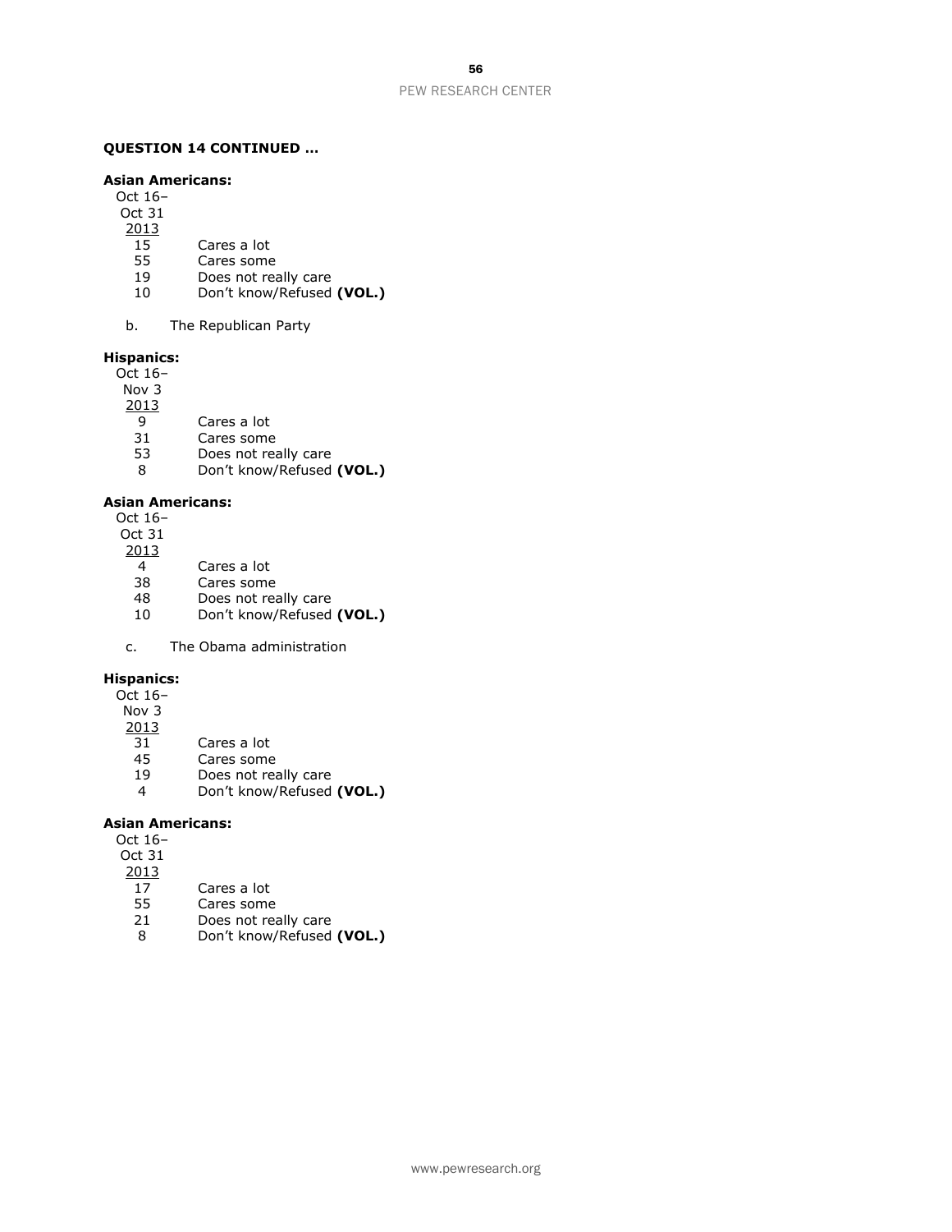**QUESTION 14 CONTINUED …**

**Asian Americans:**

| Oct 16– Oct 31 2013 | |
|---|---|
| 15 | Cares a lot |
| 55 | Cares some |
| 19 | Does not really care |
| 10 | Don't know/Refused **(VOL.)** |

b. The Republican Party

**Hispanics:**

| Oct 16– Nov 3 2013 | |
|---|---|
| 9 | Cares a lot |
| 31 | Cares some |
| 53 | Does not really care |
| 8 | Don't know/Refused **(VOL.)** |

**Asian Americans:**

| Oct 16– Oct 31 2013 | |
|---|---|
| 4 | Cares a lot |
| 38 | Cares some |
| 48 | Does not really care |
| 10 | Don't know/Refused **(VOL.)** |

c. The Obama administration

**Hispanics:**

| Oct 16– Nov 3 2013 | |
|---|---|
| 31 | Cares a lot |
| 45 | Cares some |
| 19 | Does not really care |
| 4 | Don't know/Refused **(VOL.)** |

**Asian Americans:**

| Oct 16– Oct 31 2013 | |
|---|---|
| 17 | Cares a lot |
| 55 | Cares some |
| 21 | Does not really care |
| 8 | Don't know/Refused **(VOL.)** |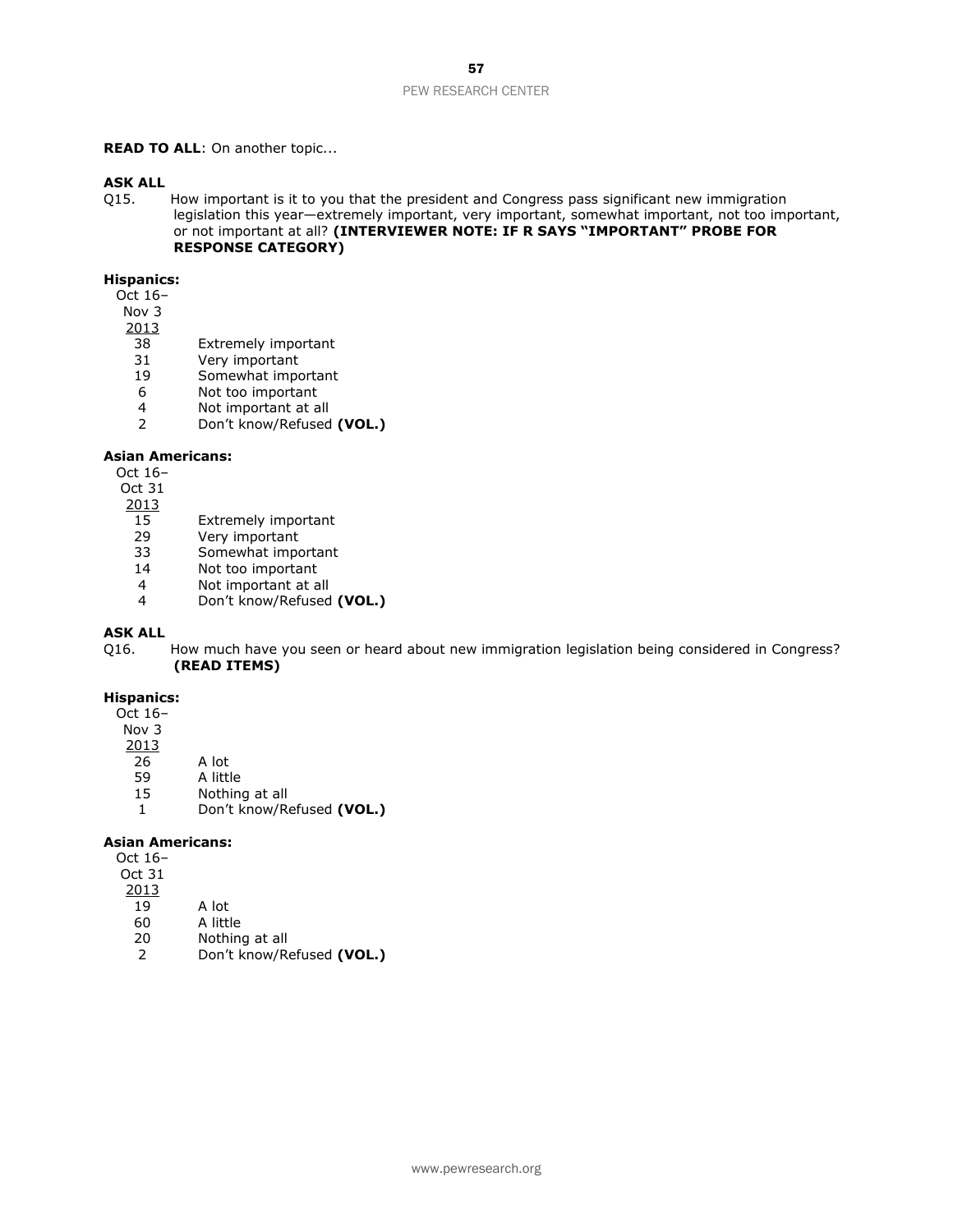**READ TO ALL**: On another topic...

**ASK ALL**

Q15. How important is it to you that the president and Congress pass significant new immigration legislation this year—extremely important, very important, somewhat important, not too important, or not important at all? **(INTERVIEWER NOTE: IF R SAYS "IMPORTANT" PROBE FOR RESPONSE CATEGORY)**

**Hispanics:**

| Oct 16–Nov 3 2013 | |
|---|---|
| 38 | Extremely important |
| 31 | Very important |
| 19 | Somewhat important |
| 6 | Not too important |
| 4 | Not important at all |
| 2 | Don't know/Refused **(VOL.)** |

**Asian Americans:**

| Oct 16–Oct 31 2013 | |
|---|---|
| 15 | Extremely important |
| 29 | Very important |
| 33 | Somewhat important |
| 14 | Not too important |
| 4 | Not important at all |
| 4 | Don't know/Refused **(VOL.)** |

**ASK ALL**

Q16. How much have you seen or heard about new immigration legislation being considered in Congress? **(READ ITEMS)**

**Hispanics:**

| Oct 16–Nov 3 2013 | |
|---|---|
| 26 | A lot |
| 59 | A little |
| 15 | Nothing at all |
| 1 | Don't know/Refused **(VOL.)** |

**Asian Americans:**

| Oct 16–Oct 31 2013 | |
|---|---|
| 19 | A lot |
| 60 | A little |
| 20 | Nothing at all |
| 2 | Don't know/Refused **(VOL.)** |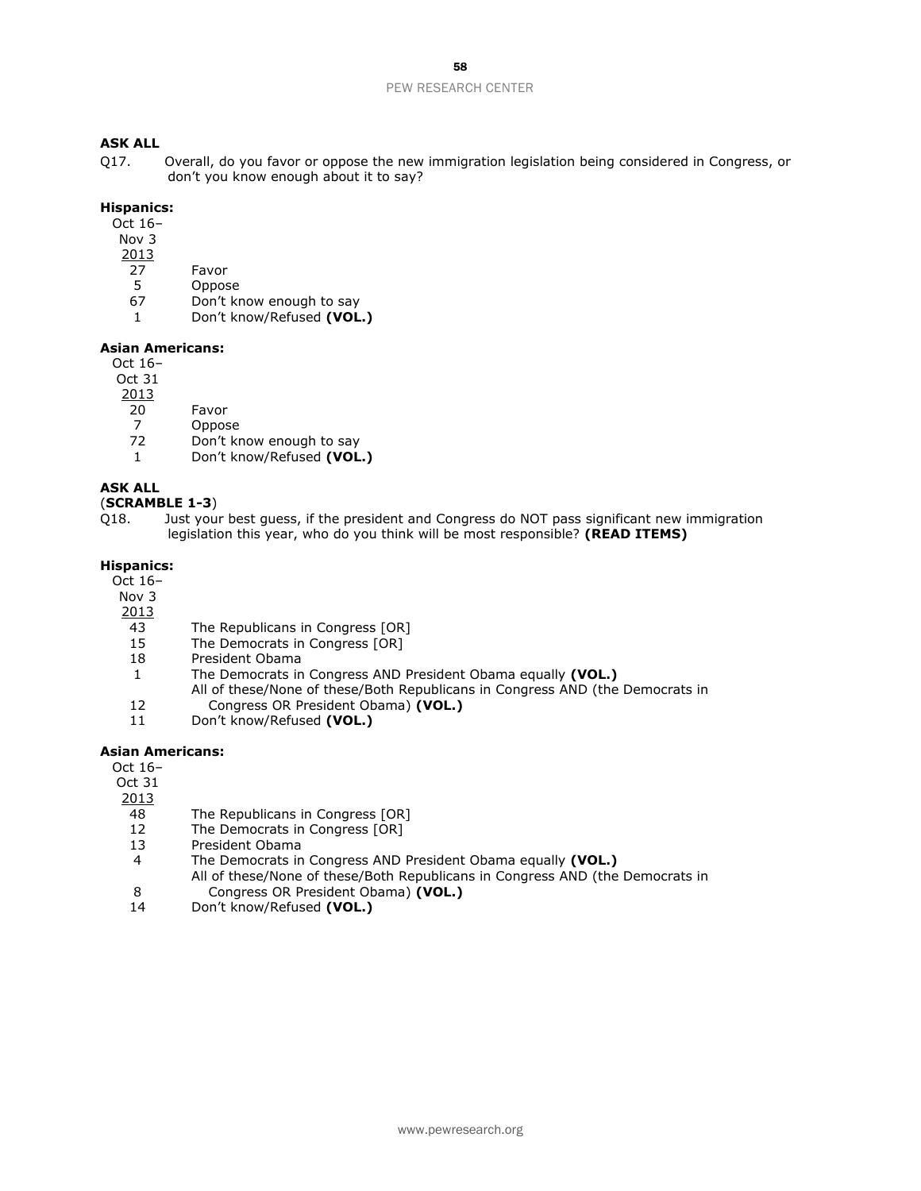**ASK ALL**

Q17. Overall, do you favor or oppose the new immigration legislation being considered in Congress, or don't you know enough about it to say?

**Hispanics:**

| Oct 16–Nov 3 2013 | |
|---|---|
| 27 | Favor |
| 5 | Oppose |
| 67 | Don't know enough to say |
| 1 | Don't know/Refused **(VOL.)** |

**Asian Americans:**

| Oct 16–Oct 31 2013 | |
|---|---|
| 20 | Favor |
| 7 | Oppose |
| 72 | Don't know enough to say |
| 1 | Don't know/Refused **(VOL.)** |

**ASK ALL**

(**SCRAMBLE 1-3**)

Q18. Just your best guess, if the president and Congress do NOT pass significant new immigration legislation this year, who do you think will be most responsible? **(READ ITEMS)**

**Hispanics:**

| Oct 16–Nov 3 2013 | |
|---|---|
| 43 | The Republicans in Congress [OR] |
| 15 | The Democrats in Congress [OR] |
| 18 | President Obama |
| 1 | The Democrats in Congress AND President Obama equally **(VOL.)** |
| 12 | All of these/None of these/Both Republicans in Congress AND (the Democrats in Congress OR President Obama) **(VOL.)** |
| 11 | Don't know/Refused **(VOL.)** |

**Asian Americans:**

| Oct 16–Oct 31 2013 | |
|---|---|
| 48 | The Republicans in Congress [OR] |
| 12 | The Democrats in Congress [OR] |
| 13 | President Obama |
| 4 | The Democrats in Congress AND President Obama equally **(VOL.)** |
| 8 | All of these/None of these/Both Republicans in Congress AND (the Democrats in Congress OR President Obama) **(VOL.)** |
| 14 | Don't know/Refused **(VOL.)** |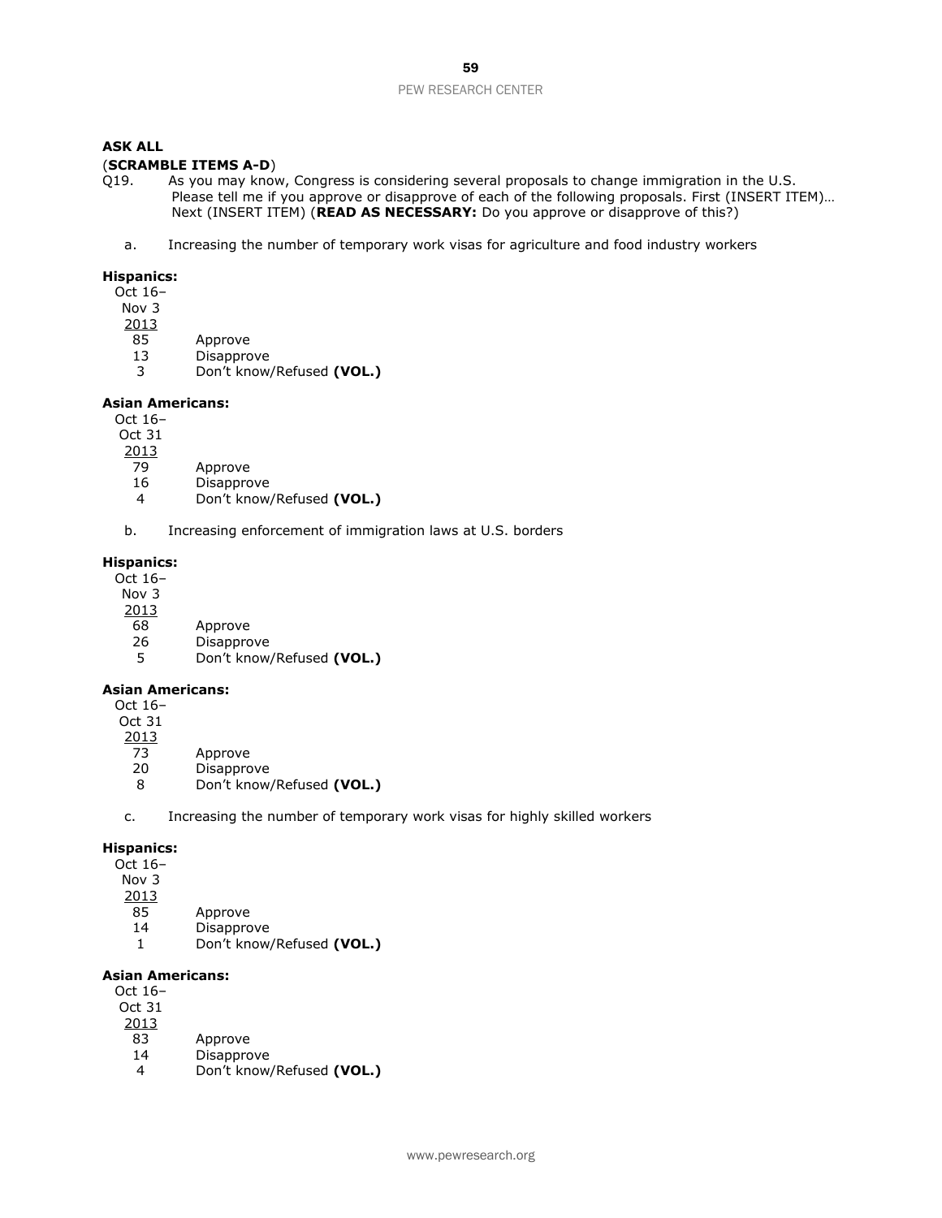**ASK ALL**

(**SCRAMBLE ITEMS A-D**)

Q19. As you may know, Congress is considering several proposals to change immigration in the U.S. Please tell me if you approve or disapprove of each of the following proposals. First (INSERT ITEM)… Next (INSERT ITEM) (**READ AS NECESSARY:** Do you approve or disapprove of this?)

a. Increasing the number of temporary work visas for agriculture and food industry workers

**Hispanics:**

| Oct 16– Nov 3 2013 | |
|---|---|
| 85 | Approve |
| 13 | Disapprove |
| 3 | Don't know/Refused **(VOL.)** |

**Asian Americans:**

| Oct 16– Oct 31 2013 | |
|---|---|
| 79 | Approve |
| 16 | Disapprove |
| 4 | Don't know/Refused **(VOL.)** |

b. Increasing enforcement of immigration laws at U.S. borders

**Hispanics:**

| Oct 16– Nov 3 2013 | |
|---|---|
| 68 | Approve |
| 26 | Disapprove |
| 5 | Don't know/Refused **(VOL.)** |

**Asian Americans:**

| Oct 16– Oct 31 2013 | |
|---|---|
| 73 | Approve |
| 20 | Disapprove |
| 8 | Don't know/Refused **(VOL.)** |

c. Increasing the number of temporary work visas for highly skilled workers

**Hispanics:**

| Oct 16– Nov 3 2013 | |
|---|---|
| 85 | Approve |
| 14 | Disapprove |
| 1 | Don't know/Refused **(VOL.)** |

**Asian Americans:**

| Oct 16– Oct 31 2013 | |
|---|---|
| 83 | Approve |
| 14 | Disapprove |
| 4 | Don't know/Refused **(VOL.)** |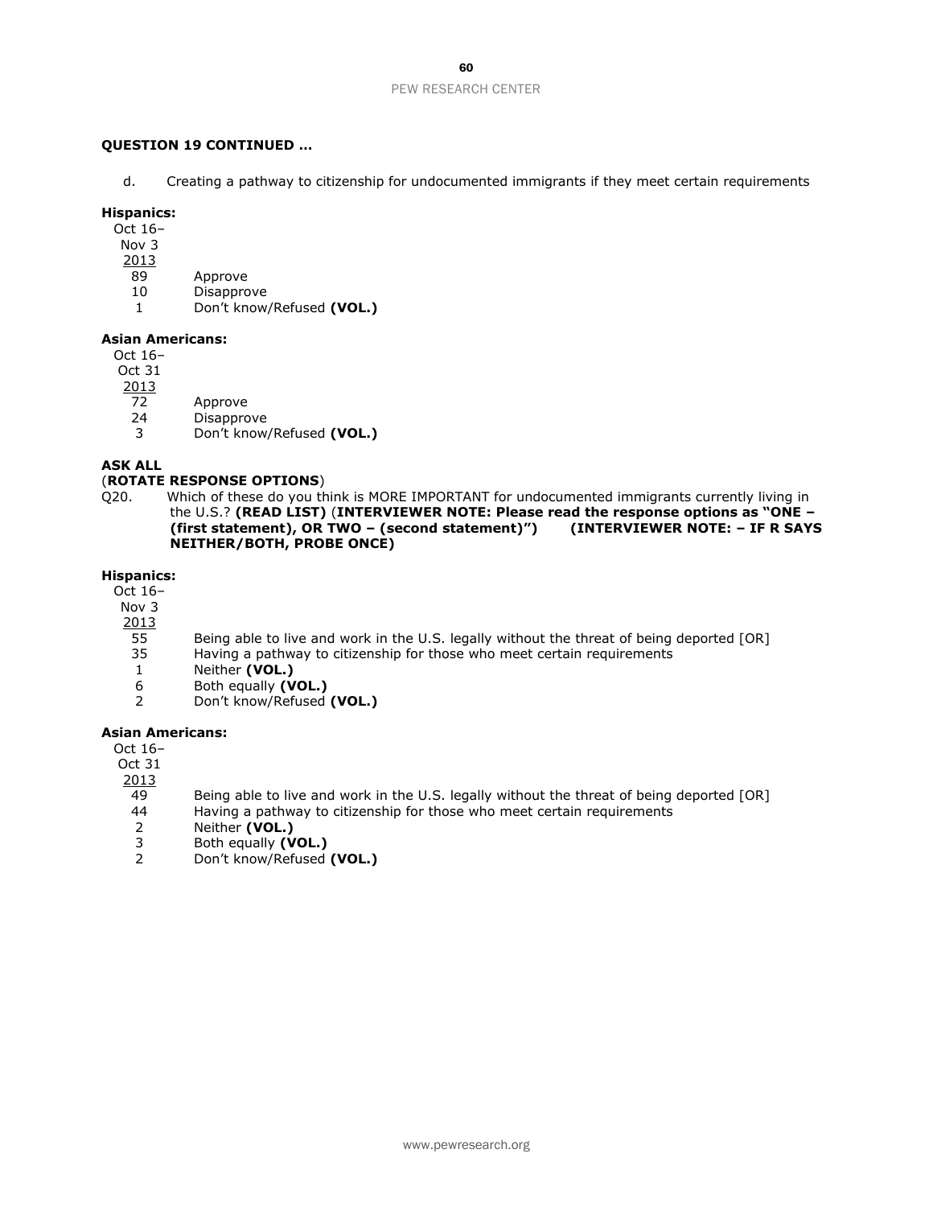**QUESTION 19 CONTINUED …**

d. Creating a pathway to citizenship for undocumented immigrants if they meet certain requirements

**Hispanics:**

| Oct 16– Nov 3 2013 | |
|---|---|
| 89 | Approve |
| 10 | Disapprove |
| 1 | Don't know/Refused **(VOL.)** |

**Asian Americans:**

| Oct 16– Oct 31 2013 | |
|---|---|
| 72 | Approve |
| 24 | Disapprove |
| 3 | Don't know/Refused **(VOL.)** |

**ASK ALL**
(**ROTATE RESPONSE OPTIONS**)
Q20. Which of these do you think is MORE IMPORTANT for undocumented immigrants currently living in the U.S.? **(READ LIST)** (**INTERVIEWER NOTE: Please read the response options as "ONE – (first statement), OR TWO – (second statement)")** **(INTERVIEWER NOTE: – IF R SAYS NEITHER/BOTH, PROBE ONCE)**

**Hispanics:**

| Oct 16– Nov 3 2013 | |
|---|---|
| 55 | Being able to live and work in the U.S. legally without the threat of being deported [OR] |
| 35 | Having a pathway to citizenship for those who meet certain requirements |
| 1 | Neither **(VOL.)** |
| 6 | Both equally **(VOL.)** |
| 2 | Don't know/Refused **(VOL.)** |

**Asian Americans:**

| Oct 16– Oct 31 2013 | |
|---|---|
| 49 | Being able to live and work in the U.S. legally without the threat of being deported [OR] |
| 44 | Having a pathway to citizenship for those who meet certain requirements |
| 2 | Neither **(VOL.)** |
| 3 | Both equally **(VOL.)** |
| 2 | Don't know/Refused **(VOL.)** |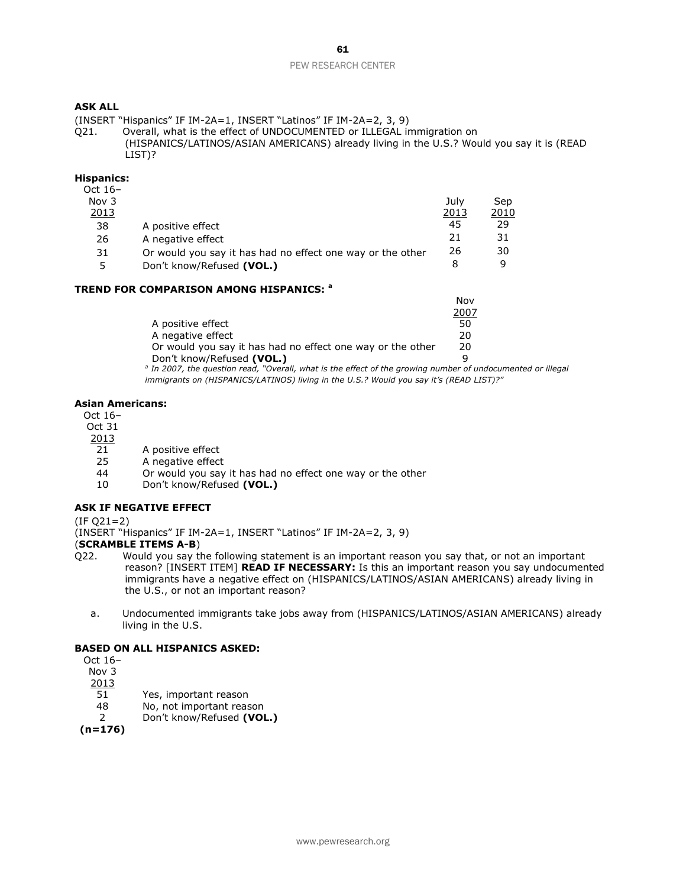**ASK ALL**

(INSERT "Hispanics" IF IM-2A=1, INSERT "Latinos" IF IM-2A=2, 3, 9)

Q21. Overall, what is the effect of UNDOCUMENTED or ILLEGAL immigration on (HISPANICS/LATINOS/ASIAN AMERICANS) already living in the U.S.? Would you say it is (READ LIST)?

**Hispanics:**

| Oct 16–Nov 3 2013 | | July 2013 | Sep 2010 |
|---|---|---|---|
| 38 | A positive effect | 45 | 29 |
| 26 | A negative effect | 21 | 31 |
| 31 | Or would you say it has had no effect one way or the other | 26 | 30 |
| 5 | Don't know/Refused **(VOL.)** | 8 | 9 |

**TREND FOR COMPARISON AMONG HISPANICS:** [a]

| | Nov 2007 |
|---|---|
| A positive effect | 50 |
| A negative effect | 20 |
| Or would you say it has had no effect one way or the other | 20 |
| Don't know/Refused **(VOL.)** | 9 |

*[a] In 2007, the question read, "Overall, what is the effect of the growing number of undocumented or illegal immigrants on (HISPANICS/LATINOS) living in the U.S.? Would you say it's (READ LIST)?"*

**Asian Americans:**

| Oct 16–Oct 31 2013 | |
|---|---|
| 21 | A positive effect |
| 25 | A negative effect |
| 44 | Or would you say it has had no effect one way or the other |
| 10 | Don't know/Refused **(VOL.)** |

**ASK IF NEGATIVE EFFECT**

(IF Q21=2)

(INSERT "Hispanics" IF IM-2A=1, INSERT "Latinos" IF IM-2A=2, 3, 9)

(**SCRAMBLE ITEMS A-B**)

Q22. Would you say the following statement is an important reason you say that, or not an important reason? [INSERT ITEM] **READ IF NECESSARY:** Is this an important reason you say undocumented immigrants have a negative effect on (HISPANICS/LATINOS/ASIAN AMERICANS) already living in the U.S., or not an important reason?

a. Undocumented immigrants take jobs away from (HISPANICS/LATINOS/ASIAN AMERICANS) already living in the U.S.

**BASED ON ALL HISPANICS ASKED:**

| Oct 16–Nov 3 2013 | |
|---|---|
| 51 | Yes, important reason |
| 48 | No, not important reason |
| 2 | Don't know/Refused **(VOL.)** |
| **(n=176)** | |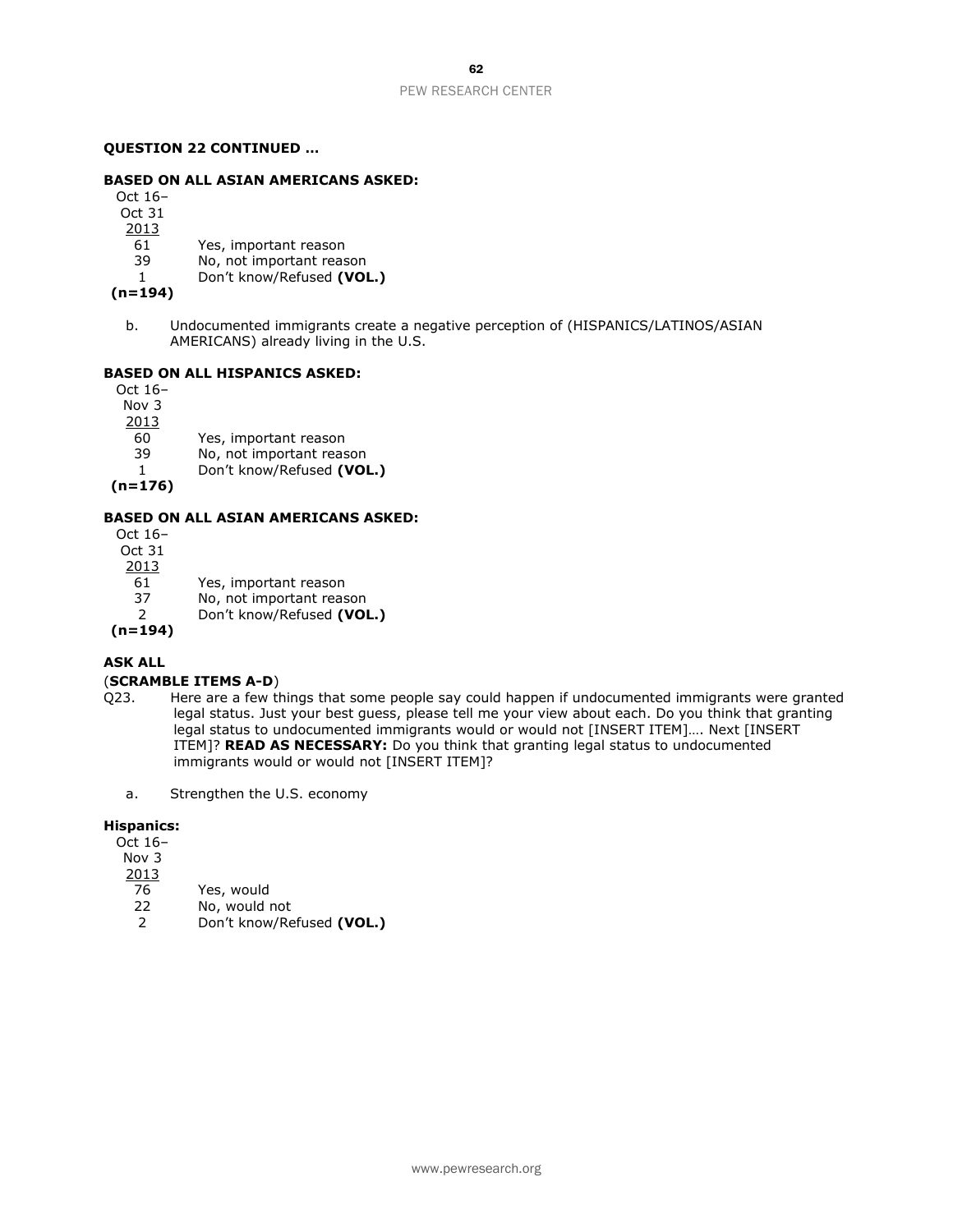**QUESTION 22 CONTINUED …**

**BASED ON ALL ASIAN AMERICANS ASKED:**

| Oct 16– Oct 31 2013 | |
|---|---|
| 61 | Yes, important reason |
| 39 | No, not important reason |
| 1 | Don't know/Refused **(VOL.)** |
| **(n=194)** | |

b. Undocumented immigrants create a negative perception of (HISPANICS/LATINOS/ASIAN AMERICANS) already living in the U.S.

**BASED ON ALL HISPANICS ASKED:**

| Oct 16– Nov 3 2013 | |
|---|---|
| 60 | Yes, important reason |
| 39 | No, not important reason |
| 1 | Don't know/Refused **(VOL.)** |
| **(n=176)** | |

**BASED ON ALL ASIAN AMERICANS ASKED:**

| Oct 16– Oct 31 2013 | |
|---|---|
| 61 | Yes, important reason |
| 37 | No, not important reason |
| 2 | Don't know/Refused **(VOL.)** |
| **(n=194)** | |

**ASK ALL**

(**SCRAMBLE ITEMS A-D**)

Q23. Here are a few things that some people say could happen if undocumented immigrants were granted legal status. Just your best guess, please tell me your view about each. Do you think that granting legal status to undocumented immigrants would or would not [INSERT ITEM]…. Next [INSERT ITEM]? **READ AS NECESSARY:** Do you think that granting legal status to undocumented immigrants would or would not [INSERT ITEM]?

a. Strengthen the U.S. economy

**Hispanics:**

| Oct 16– Nov 3 2013 | |
|---|---|
| 76 | Yes, would |
| 22 | No, would not |
| 2 | Don't know/Refused **(VOL.)** |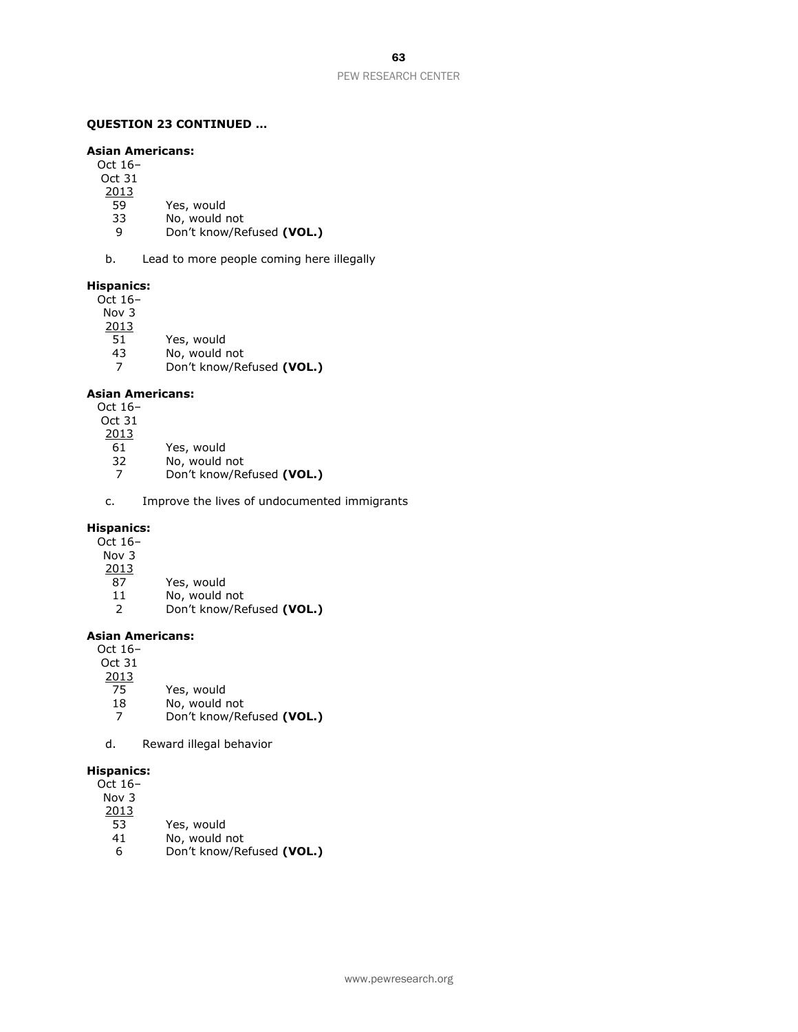**QUESTION 23 CONTINUED …**

**Asian Americans:**

| Oct 16–<br>Oct 31<br>2013 | |
|---|---|
| 59 | Yes, would |
| 33 | No, would not |
| 9 | Don't know/Refused **(VOL.)** |

b. Lead to more people coming here illegally

**Hispanics:**

| Oct 16–<br>Nov 3<br>2013 | |
|---|---|
| 51 | Yes, would |
| 43 | No, would not |
| 7 | Don't know/Refused **(VOL.)** |

**Asian Americans:**

| Oct 16–<br>Oct 31<br>2013 | |
|---|---|
| 61 | Yes, would |
| 32 | No, would not |
| 7 | Don't know/Refused **(VOL.)** |

c. Improve the lives of undocumented immigrants

**Hispanics:**

| Oct 16–<br>Nov 3<br>2013 | |
|---|---|
| 87 | Yes, would |
| 11 | No, would not |
| 2 | Don't know/Refused **(VOL.)** |

**Asian Americans:**

| Oct 16–<br>Oct 31<br>2013 | |
|---|---|
| 75 | Yes, would |
| 18 | No, would not |
| 7 | Don't know/Refused **(VOL.)** |

d. Reward illegal behavior

**Hispanics:**

| Oct 16–<br>Nov 3<br>2013 | |
|---|---|
| 53 | Yes, would |
| 41 | No, would not |
| 6 | Don't know/Refused **(VOL.)** |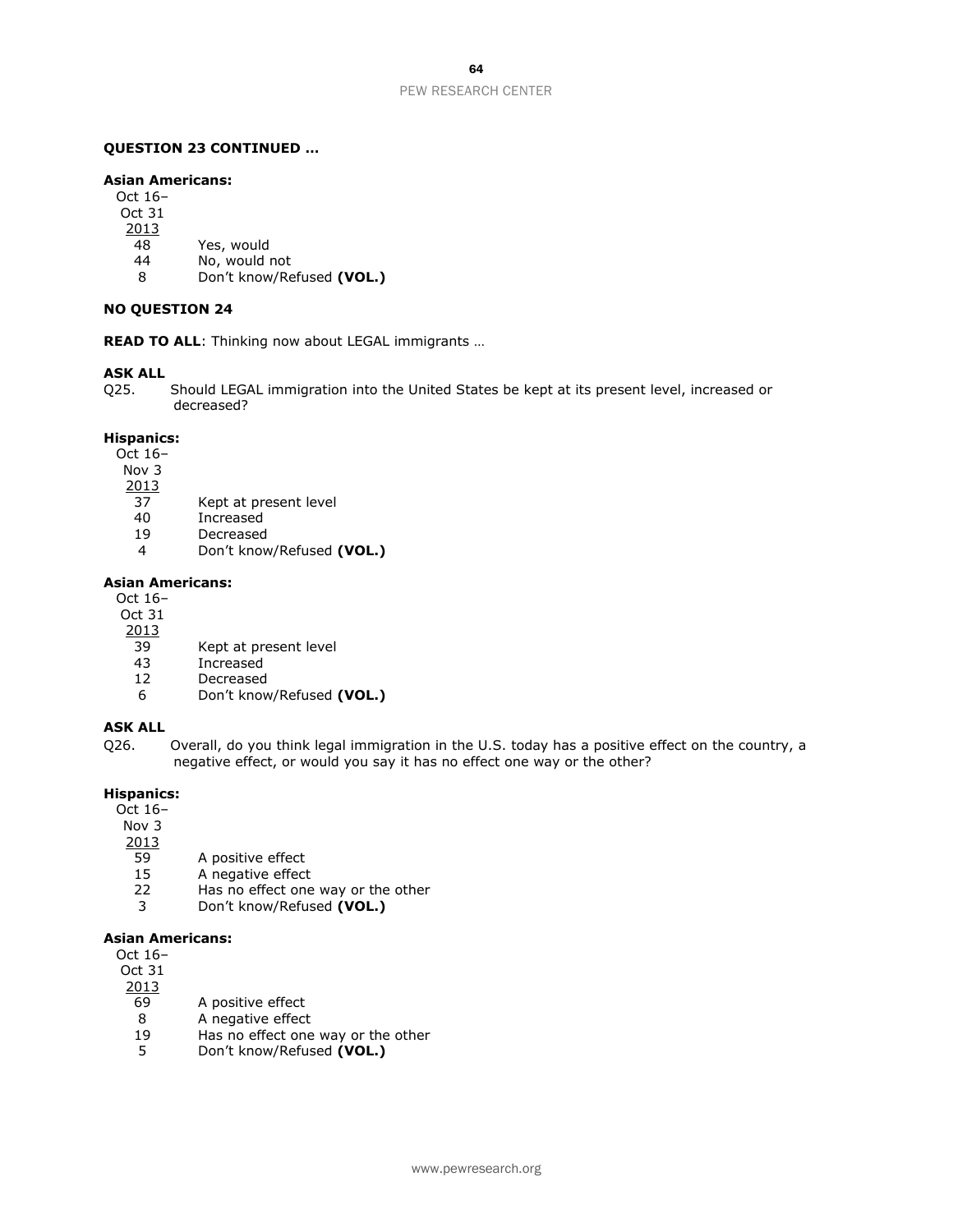**QUESTION 23 CONTINUED …**

**Asian Americans:**

| Oct 16–Oct 31 2013 | |
|---|---|
| 48 | Yes, would |
| 44 | No, would not |
| 8 | Don't know/Refused **(VOL.)** |

**NO QUESTION 24**

**READ TO ALL**: Thinking now about LEGAL immigrants …

**ASK ALL**

Q25. Should LEGAL immigration into the United States be kept at its present level, increased or decreased?

**Hispanics:**

| Oct 16–Nov 3 2013 | |
|---|---|
| 37 | Kept at present level |
| 40 | Increased |
| 19 | Decreased |
| 4 | Don't know/Refused **(VOL.)** |

**Asian Americans:**

| Oct 16–Oct 31 2013 | |
|---|---|
| 39 | Kept at present level |
| 43 | Increased |
| 12 | Decreased |
| 6 | Don't know/Refused **(VOL.)** |

**ASK ALL**

Q26. Overall, do you think legal immigration in the U.S. today has a positive effect on the country, a negative effect, or would you say it has no effect one way or the other?

**Hispanics:**

| Oct 16–Nov 3 2013 | |
|---|---|
| 59 | A positive effect |
| 15 | A negative effect |
| 22 | Has no effect one way or the other |
| 3 | Don't know/Refused **(VOL.)** |

**Asian Americans:**

| Oct 16–Oct 31 2013 | |
|---|---|
| 69 | A positive effect |
| 8 | A negative effect |
| 19 | Has no effect one way or the other |
| 5 | Don't know/Refused **(VOL.)** |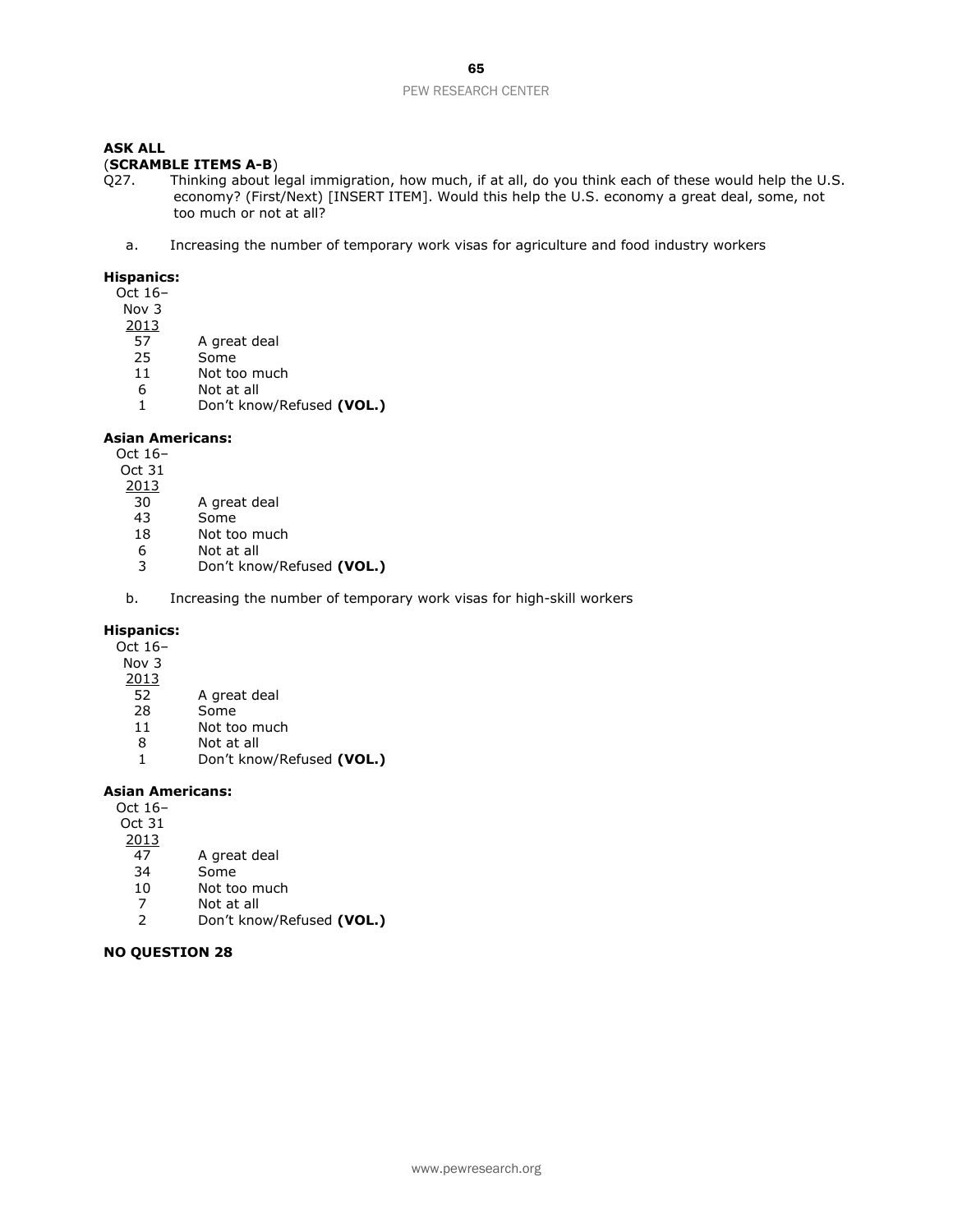**ASK ALL**
(**SCRAMBLE ITEMS A-B**)
Q27. Thinking about legal immigration, how much, if at all, do you think each of these would help the U.S. economy? (First/Next) [INSERT ITEM]. Would this help the U.S. economy a great deal, some, not too much or not at all?

a. Increasing the number of temporary work visas for agriculture and food industry workers

**Hispanics:**

| Oct 16– Nov 3 2013 | |
|---|---|
| 57 | A great deal |
| 25 | Some |
| 11 | Not too much |
| 6 | Not at all |
| 1 | Don't know/Refused **(VOL.)** |

**Asian Americans:**

| Oct 16– Oct 31 2013 | |
|---|---|
| 30 | A great deal |
| 43 | Some |
| 18 | Not too much |
| 6 | Not at all |
| 3 | Don't know/Refused **(VOL.)** |

b. Increasing the number of temporary work visas for high-skill workers

**Hispanics:**

| Oct 16– Nov 3 2013 | |
|---|---|
| 52 | A great deal |
| 28 | Some |
| 11 | Not too much |
| 8 | Not at all |
| 1 | Don't know/Refused **(VOL.)** |

**Asian Americans:**

| Oct 16– Oct 31 2013 | |
|---|---|
| 47 | A great deal |
| 34 | Some |
| 10 | Not too much |
| 7 | Not at all |
| 2 | Don't know/Refused **(VOL.)** |

**NO QUESTION 28**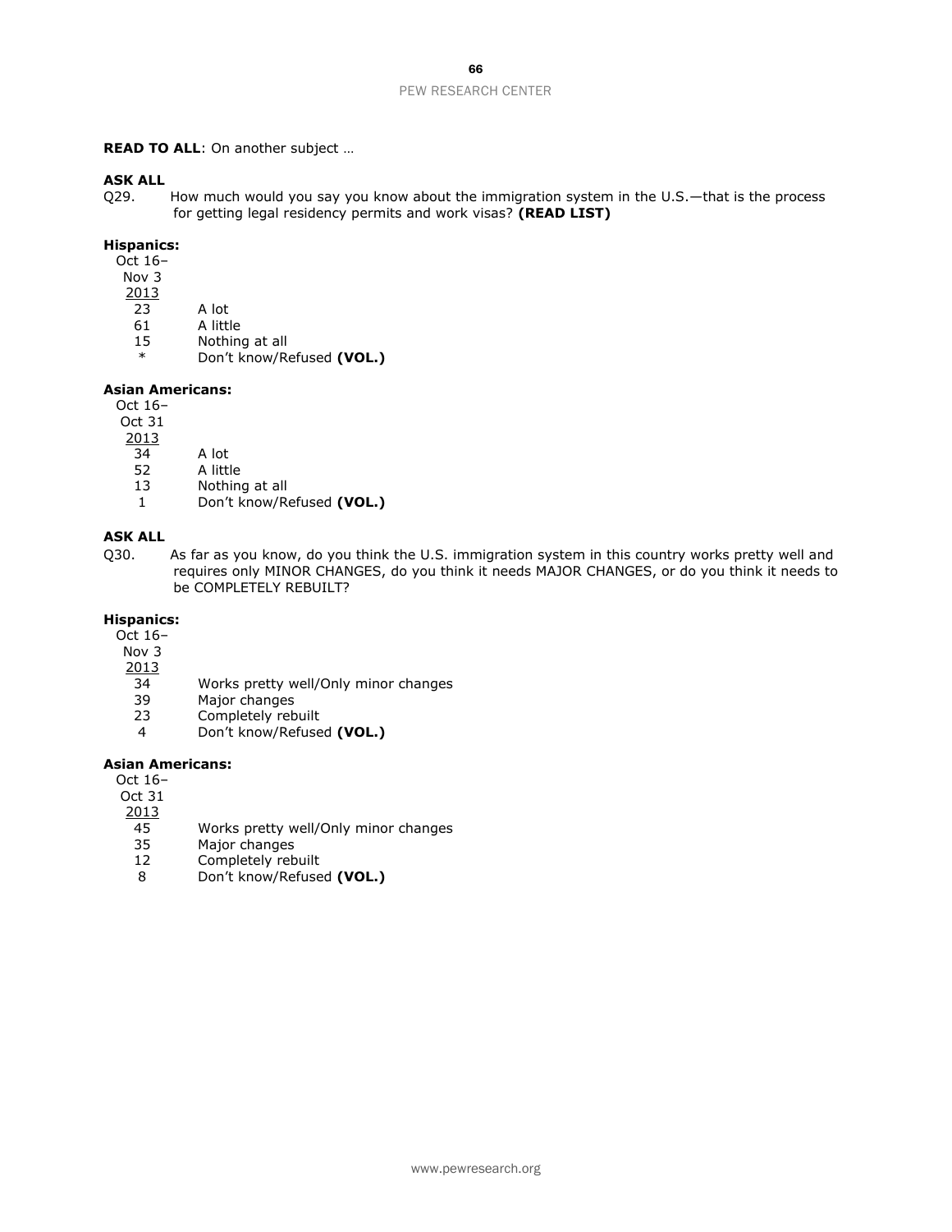**READ TO ALL**: On another subject …

**ASK ALL**

Q29. How much would you say you know about the immigration system in the U.S.—that is the process for getting legal residency permits and work visas? **(READ LIST)**

**Hispanics:**

| Oct 16– Nov 3 2013 | |
|---|---|
| 23 | A lot |
| 61 | A little |
| 15 | Nothing at all |
| * | Don't know/Refused **(VOL.)** |

**Asian Americans:**

| Oct 16– Oct 31 2013 | |
|---|---|
| 34 | A lot |
| 52 | A little |
| 13 | Nothing at all |
| 1 | Don't know/Refused **(VOL.)** |

**ASK ALL**

Q30. As far as you know, do you think the U.S. immigration system in this country works pretty well and requires only MINOR CHANGES, do you think it needs MAJOR CHANGES, or do you think it needs to be COMPLETELY REBUILT?

**Hispanics:**

| Oct 16– Nov 3 2013 | |
|---|---|
| 34 | Works pretty well/Only minor changes |
| 39 | Major changes |
| 23 | Completely rebuilt |
| 4 | Don't know/Refused **(VOL.)** |

**Asian Americans:**

| Oct 16– Oct 31 2013 | |
|---|---|
| 45 | Works pretty well/Only minor changes |
| 35 | Major changes |
| 12 | Completely rebuilt |
| 8 | Don't know/Refused **(VOL.)** |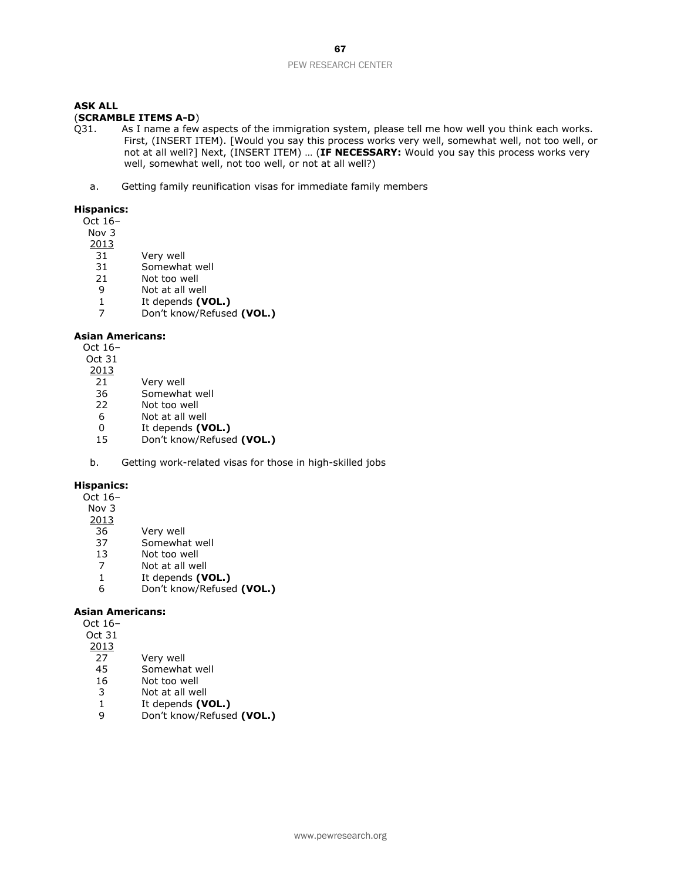**ASK ALL**

(**SCRAMBLE ITEMS A-D**)

Q31. As I name a few aspects of the immigration system, please tell me how well you think each works. First, (INSERT ITEM). [Would you say this process works very well, somewhat well, not too well, or not at all well?] Next, (INSERT ITEM) … (**IF NECESSARY:** Would you say this process works very well, somewhat well, not too well, or not at all well?)

a. Getting family reunification visas for immediate family members

**Hispanics:**

| Oct 16– Nov 3 2013 | |
|---|---|
| 31 | Very well |
| 31 | Somewhat well |
| 21 | Not too well |
| 9 | Not at all well |
| 1 | It depends **(VOL.)** |
| 7 | Don't know/Refused **(VOL.)** |

**Asian Americans:**

| Oct 16– Oct 31 2013 | |
|---|---|
| 21 | Very well |
| 36 | Somewhat well |
| 22 | Not too well |
| 6 | Not at all well |
| 0 | It depends **(VOL.)** |
| 15 | Don't know/Refused **(VOL.)** |

b. Getting work-related visas for those in high-skilled jobs

**Hispanics:**

| Oct 16– Nov 3 2013 | |
|---|---|
| 36 | Very well |
| 37 | Somewhat well |
| 13 | Not too well |
| 7 | Not at all well |
| 1 | It depends **(VOL.)** |
| 6 | Don't know/Refused **(VOL.)** |

**Asian Americans:**

| Oct 16– Oct 31 2013 | |
|---|---|
| 27 | Very well |
| 45 | Somewhat well |
| 16 | Not too well |
| 3 | Not at all well |
| 1 | It depends **(VOL.)** |
| 9 | Don't know/Refused **(VOL.)** |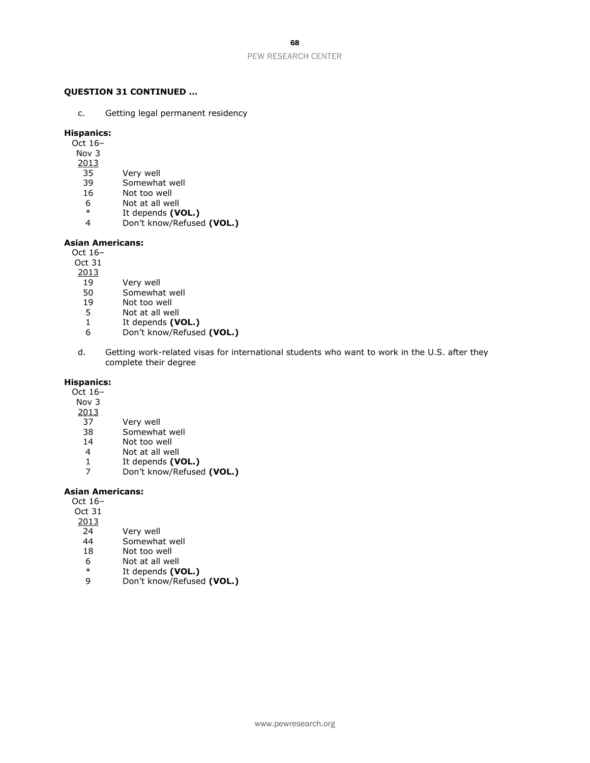**QUESTION 31 CONTINUED …**

c. Getting legal permanent residency

**Hispanics:**

| Oct 16–Nov 3 2013 | |
|---|---|
| 35 | Very well |
| 39 | Somewhat well |
| 16 | Not too well |
| 6 | Not at all well |
| * | It depends **(VOL.)** |
| 4 | Don't know/Refused **(VOL.)** |

**Asian Americans:**

| Oct 16–Oct 31 2013 | |
|---|---|
| 19 | Very well |
| 50 | Somewhat well |
| 19 | Not too well |
| 5 | Not at all well |
| 1 | It depends **(VOL.)** |
| 6 | Don't know/Refused **(VOL.)** |

d. Getting work-related visas for international students who want to work in the U.S. after they complete their degree

**Hispanics:**

| Oct 16–Nov 3 2013 | |
|---|---|
| 37 | Very well |
| 38 | Somewhat well |
| 14 | Not too well |
| 4 | Not at all well |
| 1 | It depends **(VOL.)** |
| 7 | Don't know/Refused **(VOL.)** |

**Asian Americans:**

| Oct 16–Oct 31 2013 | |
|---|---|
| 24 | Very well |
| 44 | Somewhat well |
| 18 | Not too well |
| 6 | Not at all well |
| * | It depends **(VOL.)** |
| 9 | Don't know/Refused **(VOL.)** |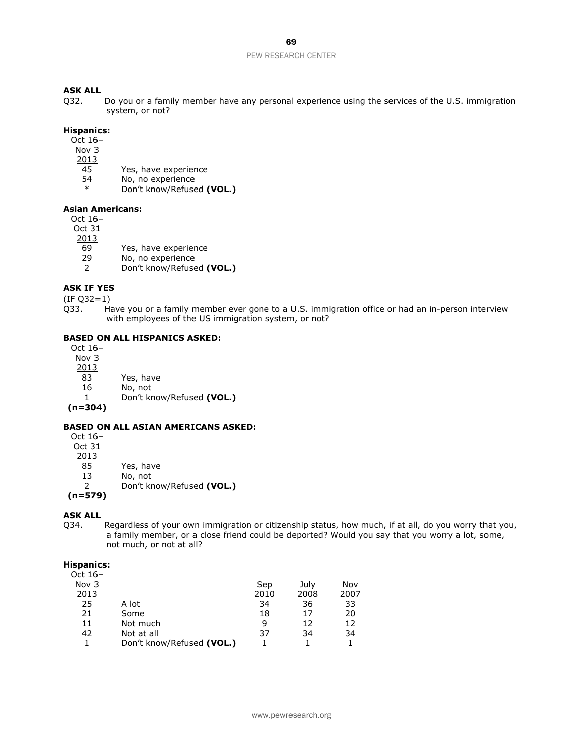**ASK ALL**

Q32. Do you or a family member have any personal experience using the services of the U.S. immigration system, or not?

**Hispanics:**

| Oct 16– Nov 3 2013 | |
|---|---|
| 45 | Yes, have experience |
| 54 | No, no experience |
| * | Don't know/Refused **(VOL.)** |

**Asian Americans:**

| Oct 16– Oct 31 2013 | |
|---|---|
| 69 | Yes, have experience |
| 29 | No, no experience |
| 2 | Don't know/Refused **(VOL.)** |

**ASK IF YES**

(IF Q32=1)

Q33. Have you or a family member ever gone to a U.S. immigration office or had an in-person interview with employees of the US immigration system, or not?

**BASED ON ALL HISPANICS ASKED:**

| Oct 16– Nov 3 2013 | |
|---|---|
| 83 | Yes, have |
| 16 | No, not |
| 1 | Don't know/Refused **(VOL.)** |
| **(n=304)** | |

**BASED ON ALL ASIAN AMERICANS ASKED:**

| Oct 16– Oct 31 2013 | |
|---|---|
| 85 | Yes, have |
| 13 | No, not |
| 2 | Don't know/Refused **(VOL.)** |
| **(n=579)** | |

**ASK ALL**

Q34. Regardless of your own immigration or citizenship status, how much, if at all, do you worry that you, a family member, or a close friend could be deported? Would you say that you worry a lot, some, not much, or not at all?

**Hispanics:**

| Oct 16– Nov 3 2013 | | Sep 2010 | July 2008 | Nov 2007 |
|---|---|---|---|---|
| 25 | A lot | 34 | 36 | 33 |
| 21 | Some | 18 | 17 | 20 |
| 11 | Not much | 9 | 12 | 12 |
| 42 | Not at all | 37 | 34 | 34 |
| 1 | Don't know/Refused **(VOL.)** | 1 | 1 | 1 |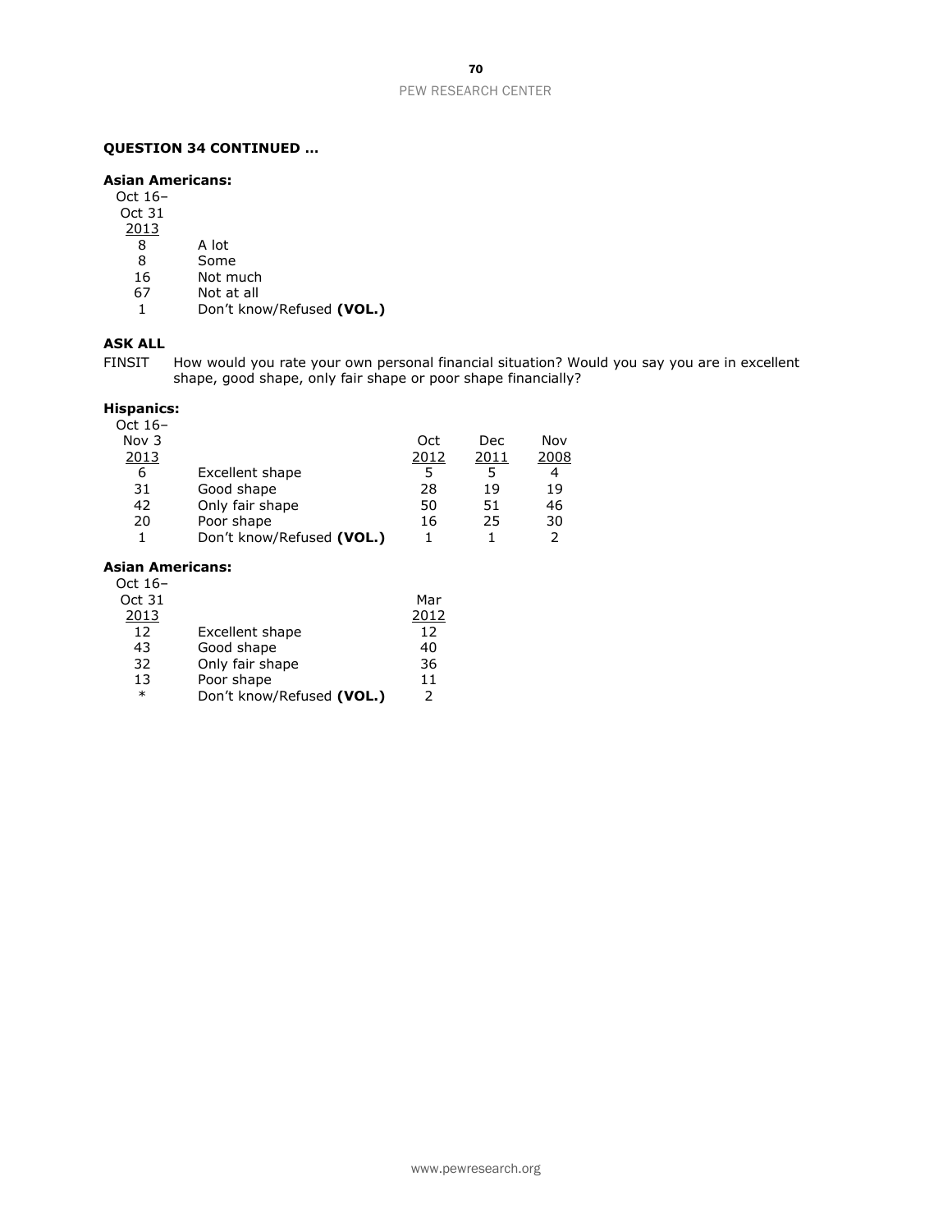**QUESTION 34 CONTINUED …**

**Asian Americans:**

| Oct 16– Oct 31 2013 | |
|---|---|
| 8 | A lot |
| 8 | Some |
| 16 | Not much |
| 67 | Not at all |
| 1 | Don't know/Refused **(VOL.)** |

**ASK ALL**

FINSIT How would you rate your own personal financial situation? Would you say you are in excellent shape, good shape, only fair shape or poor shape financially?

**Hispanics:**

| Oct 16– Nov 3 2013 | | Oct 2012 | Dec 2011 | Nov 2008 |
|---|---|---|---|---|
| 6 | Excellent shape | 5 | 5 | 4 |
| 31 | Good shape | 28 | 19 | 19 |
| 42 | Only fair shape | 50 | 51 | 46 |
| 20 | Poor shape | 16 | 25 | 30 |
| 1 | Don't know/Refused **(VOL.)** | 1 | 1 | 2 |

**Asian Americans:**

| Oct 16– Oct 31 2013 | | Mar 2012 |
|---|---|---|
| 12 | Excellent shape | 12 |
| 43 | Good shape | 40 |
| 32 | Only fair shape | 36 |
| 13 | Poor shape | 11 |
| * | Don't know/Refused **(VOL.)** | 2 |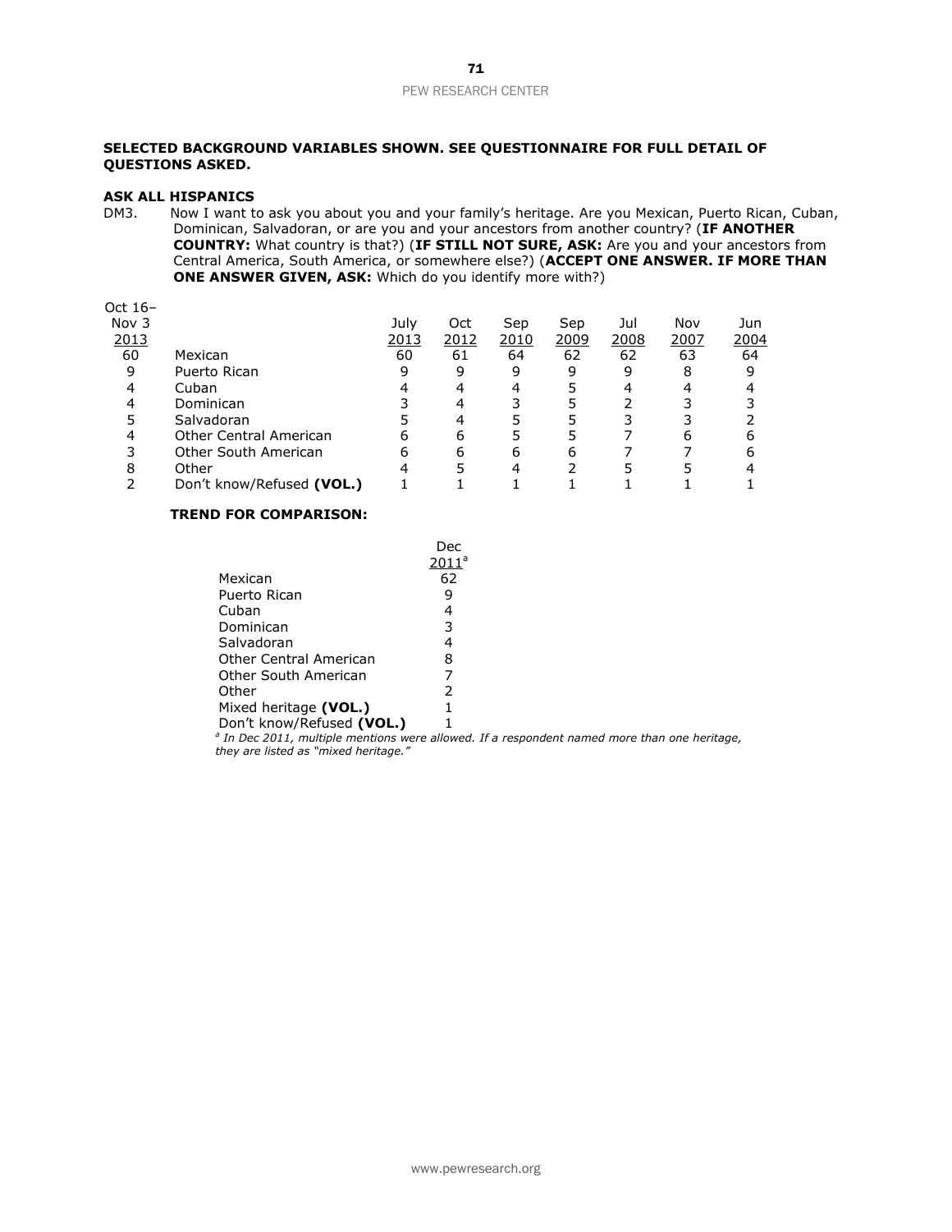**SELECTED BACKGROUND VARIABLES SHOWN. SEE QUESTIONNAIRE FOR FULL DETAIL OF QUESTIONS ASKED.**

**ASK ALL HISPANICS**

DM3. Now I want to ask you about you and your family's heritage. Are you Mexican, Puerto Rican, Cuban, Dominican, Salvadoran, or are you and your ancestors from another country? (**IF ANOTHER COUNTRY:** What country is that?) (**IF STILL NOT SURE, ASK:** Are you and your ancestors from Central America, South America, or somewhere else?) (**ACCEPT ONE ANSWER. IF MORE THAN ONE ANSWER GIVEN, ASK:** Which do you identify more with?)

| Oct 16–Nov 3 2013 | | July 2013 | Oct 2012 | Sep 2010 | Sep 2009 | Jul 2008 | Nov 2007 | Jun 2004 |
|---|---|---|---|---|---|---|---|---|
| 60 | Mexican | 60 | 61 | 64 | 62 | 62 | 63 | 64 |
| 9 | Puerto Rican | 9 | 9 | 9 | 9 | 9 | 8 | 9 |
| 4 | Cuban | 4 | 4 | 4 | 5 | 4 | 4 | 4 |
| 4 | Dominican | 3 | 4 | 3 | 5 | 2 | 3 | 3 |
| 5 | Salvadoran | 5 | 4 | 5 | 5 | 3 | 3 | 2 |
| 4 | Other Central American | 6 | 6 | 5 | 5 | 7 | 6 | 6 |
| 3 | Other South American | 6 | 6 | 6 | 6 | 7 | 7 | 6 |
| 8 | Other | 4 | 5 | 4 | 2 | 5 | 5 | 4 |
| 2 | Don't know/Refused **(VOL.)** | 1 | 1 | 1 | 1 | 1 | 1 | 1 |

**TREND FOR COMPARISON:**

| | Dec 2011[a] |
|---|---|
| Mexican | 62 |
| Puerto Rican | 9 |
| Cuban | 4 |
| Dominican | 3 |
| Salvadoran | 4 |
| Other Central American | 8 |
| Other South American | 7 |
| Other | 2 |
| Mixed heritage **(VOL.)** | 1 |
| Don't know/Refused **(VOL.)** | 1 |

*[a] In Dec 2011, multiple mentions were allowed. If a respondent named more than one heritage, they are listed as "mixed heritage."*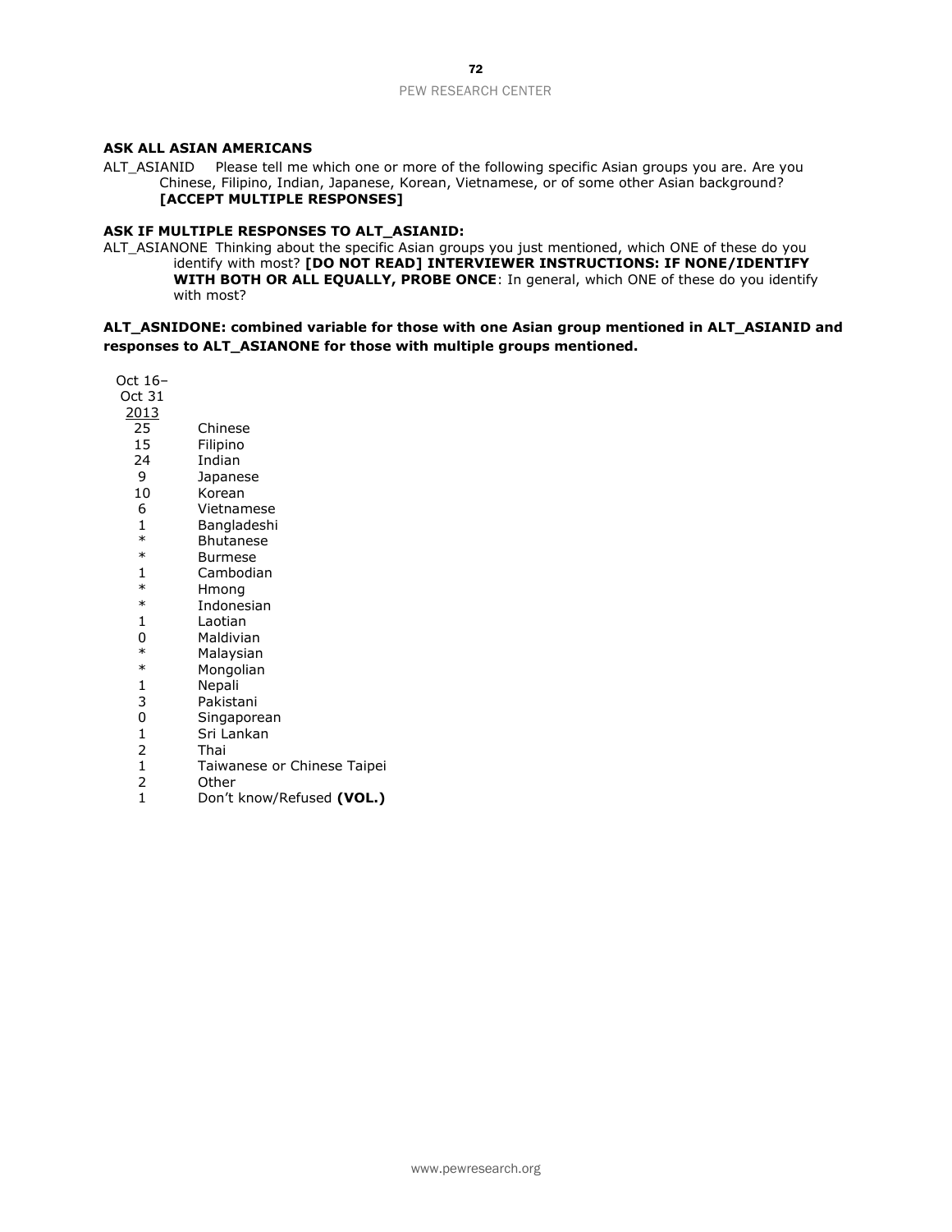**ASK ALL ASIAN AMERICANS**

ALT_ASIANID Please tell me which one or more of the following specific Asian groups you are. Are you Chinese, Filipino, Indian, Japanese, Korean, Vietnamese, or of some other Asian background? **[ACCEPT MULTIPLE RESPONSES]**

**ASK IF MULTIPLE RESPONSES TO ALT_ASIANID:**

ALT_ASIANONE Thinking about the specific Asian groups you just mentioned, which ONE of these do you identify with most? **[DO NOT READ] INTERVIEWER INSTRUCTIONS: IF NONE/IDENTIFY WITH BOTH OR ALL EQUALLY, PROBE ONCE**: In general, which ONE of these do you identify with most?

**ALT_ASNIDONE: combined variable for those with one Asian group mentioned in ALT_ASIANID and responses to ALT_ASIANONE for those with multiple groups mentioned.**

| Oct 16–Oct 31 2013 | |
|---|---|
| 25 | Chinese |
| 15 | Filipino |
| 24 | Indian |
| 9 | Japanese |
| 10 | Korean |
| 6 | Vietnamese |
| 1 | Bangladeshi |
| * | Bhutanese |
| * | Burmese |
| 1 | Cambodian |
| * | Hmong |
| * | Indonesian |
| 1 | Laotian |
| 0 | Maldivian |
| * | Malaysian |
| * | Mongolian |
| 1 | Nepali |
| 3 | Pakistani |
| 0 | Singaporean |
| 1 | Sri Lankan |
| 2 | Thai |
| 1 | Taiwanese or Chinese Taipei |
| 2 | Other |
| 1 | Don't know/Refused **(VOL.)** |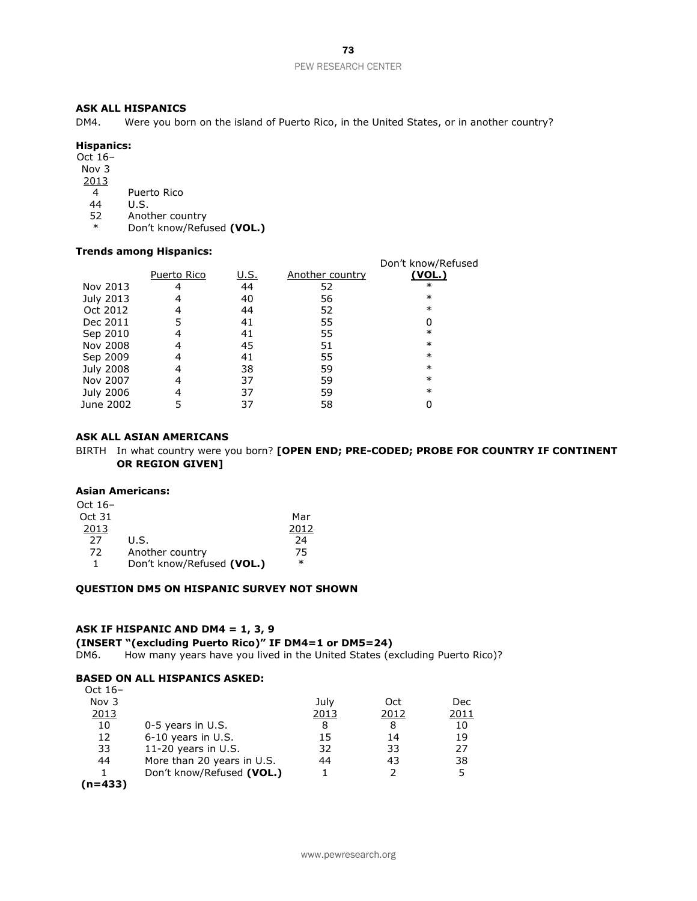**ASK ALL HISPANICS**

DM4. Were you born on the island of Puerto Rico, in the United States, or in another country?

**Hispanics:**

| Oct 16–Nov 3 2013 | |
|---|---|
| 4 | Puerto Rico |
| 44 | U.S. |
| 52 | Another country |
| * | Don't know/Refused **(VOL.)** |

**Trends among Hispanics:**

| | Puerto Rico | U.S. | Another country | Don't know/Refused **(VOL.)** |
|---|---|---|---|---|
| Nov 2013 | 4 | 44 | 52 | * |
| July 2013 | 4 | 40 | 56 | * |
| Oct 2012 | 4 | 44 | 52 | * |
| Dec 2011 | 5 | 41 | 55 | 0 |
| Sep 2010 | 4 | 41 | 55 | * |
| Nov 2008 | 4 | 45 | 51 | * |
| Sep 2009 | 4 | 41 | 55 | * |
| July 2008 | 4 | 38 | 59 | * |
| Nov 2007 | 4 | 37 | 59 | * |
| July 2006 | 4 | 37 | 59 | * |
| June 2002 | 5 | 37 | 58 | 0 |

**ASK ALL ASIAN AMERICANS**

BIRTH In what country were you born? **[OPEN END; PRE-CODED; PROBE FOR COUNTRY IF CONTINENT OR REGION GIVEN]**

**Asian Americans:**

| Oct 16–Oct 31 2013 | | Mar 2012 |
|---|---|---|
| 27 | U.S. | 24 |
| 72 | Another country | 75 |
| 1 | Don't know/Refused **(VOL.)** | * |

**QUESTION DM5 ON HISPANIC SURVEY NOT SHOWN**

**ASK IF HISPANIC AND DM4 = 1, 3, 9**

**(INSERT "(excluding Puerto Rico)" IF DM4=1 or DM5=24)**

DM6. How many years have you lived in the United States (excluding Puerto Rico)?

**BASED ON ALL HISPANICS ASKED:**

| Oct 16–Nov 3 2013 | | July 2013 | Oct 2012 | Dec 2011 |
|---|---|---|---|---|
| 10 | 0-5 years in U.S. | 8 | 8 | 10 |
| 12 | 6-10 years in U.S. | 15 | 14 | 19 |
| 33 | 11-20 years in U.S. | 32 | 33 | 27 |
| 44 | More than 20 years in U.S. | 44 | 43 | 38 |
| 1 | Don't know/Refused **(VOL.)** | 1 | 2 | 5 |
| **(n=433)** | | | | |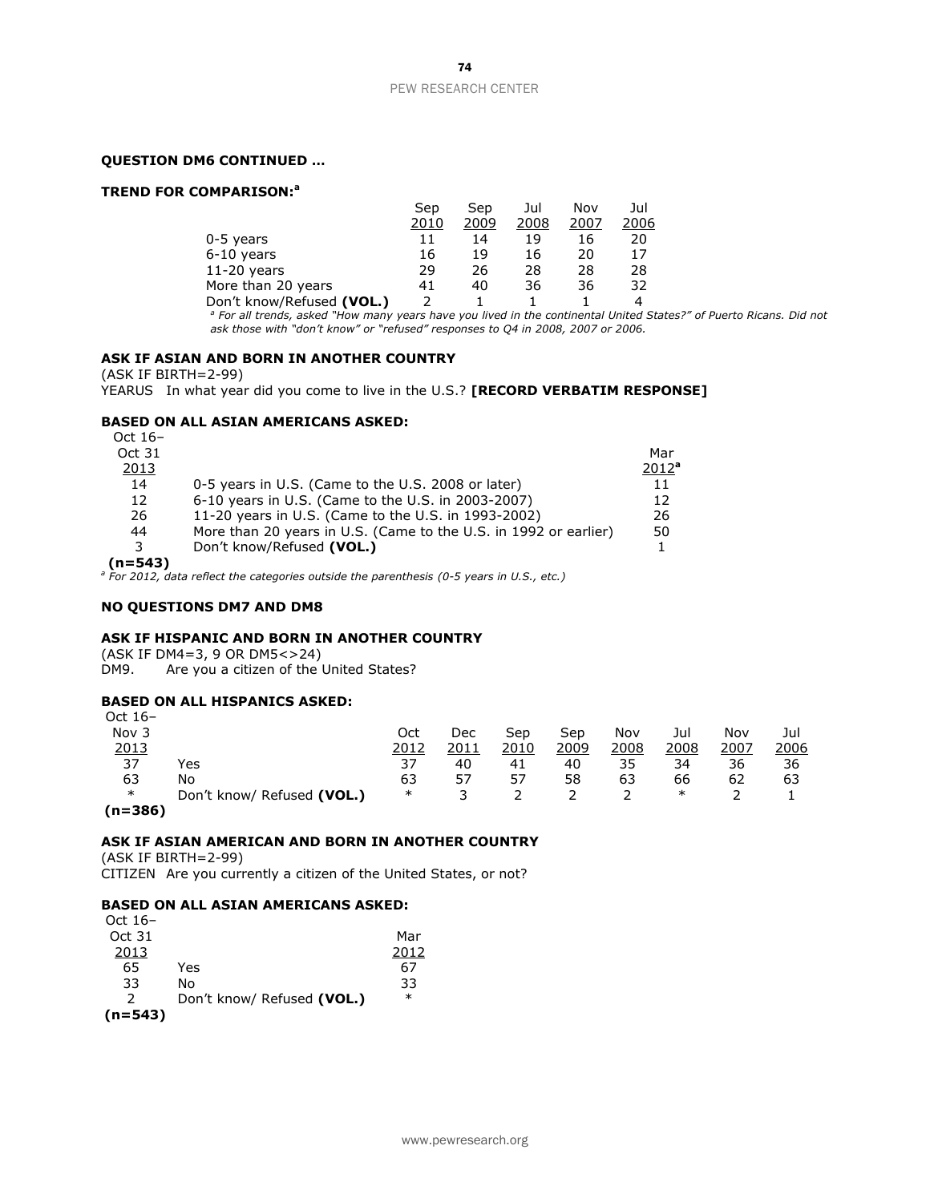**QUESTION DM6 CONTINUED …**

**TREND FOR COMPARISON:**[a]

| | Sep 2010 | Sep 2009 | Jul 2008 | Nov 2007 | Jul 2006 |
|---|---|---|---|---|---|
| 0-5 years | 11 | 14 | 19 | 16 | 20 |
| 6-10 years | 16 | 19 | 16 | 20 | 17 |
| 11-20 years | 29 | 26 | 28 | 28 | 28 |
| More than 20 years | 41 | 40 | 36 | 36 | 32 |
| Don't know/Refused **(VOL.)** | 2 | 1 | 1 | 1 | 4 |

*[a] For all trends, asked "How many years have you lived in the continental United States?" of Puerto Ricans. Did not ask those with "don't know" or "refused" responses to Q4 in 2008, 2007 or 2006.*

**ASK IF ASIAN AND BORN IN ANOTHER COUNTRY**

(ASK IF BIRTH=2-99)

YEARUS In what year did you come to live in the U.S.? **[RECORD VERBATIM RESPONSE]**

**BASED ON ALL ASIAN AMERICANS ASKED:**

| Oct 16–Oct 31 2013 | | Mar 2012[a] |
|---|---|---|
| 14 | 0-5 years in U.S. (Came to the U.S. 2008 or later) | 11 |
| 12 | 6-10 years in U.S. (Came to the U.S. in 2003-2007) | 12 |
| 26 | 11-20 years in U.S. (Came to the U.S. in 1993-2002) | 26 |
| 44 | More than 20 years in U.S. (Came to the U.S. in 1992 or earlier) | 50 |
| 3 | Don't know/Refused **(VOL.)** | 1 |
| **(n=543)** | | |

*[a] For 2012, data reflect the categories outside the parenthesis (0-5 years in U.S., etc.)*

**NO QUESTIONS DM7 AND DM8**

**ASK IF HISPANIC AND BORN IN ANOTHER COUNTRY**

(ASK IF DM4=3, 9 OR DM5<>24)

DM9. Are you a citizen of the United States?

**BASED ON ALL HISPANICS ASKED:**

| Oct 16–Nov 3 2013 | | Oct 2012 | Dec 2011 | Sep 2010 | Sep 2009 | Nov 2008 | Jul 2008 | Nov 2007 | Jul 2006 |
|---|---|---|---|---|---|---|---|---|---|
| 37 | Yes | 37 | 40 | 41 | 40 | 35 | 34 | 36 | 36 |
| 63 | No | 63 | 57 | 57 | 58 | 63 | 66 | 62 | 63 |
| * | Don't know/ Refused **(VOL.)** | * | 3 | 2 | 2 | 2 | * | 2 | 1 |
| **(n=386)** | | | | | | | | | |

**ASK IF ASIAN AMERICAN AND BORN IN ANOTHER COUNTRY**

(ASK IF BIRTH=2-99)

CITIZEN Are you currently a citizen of the United States, or not?

**BASED ON ALL ASIAN AMERICANS ASKED:**

| Oct 16–Oct 31 2013 | | Mar 2012 |
|---|---|---|
| 65 | Yes | 67 |
| 33 | No | 33 |
| 2 | Don't know/ Refused **(VOL.)** | * |
| **(n=543)** | | |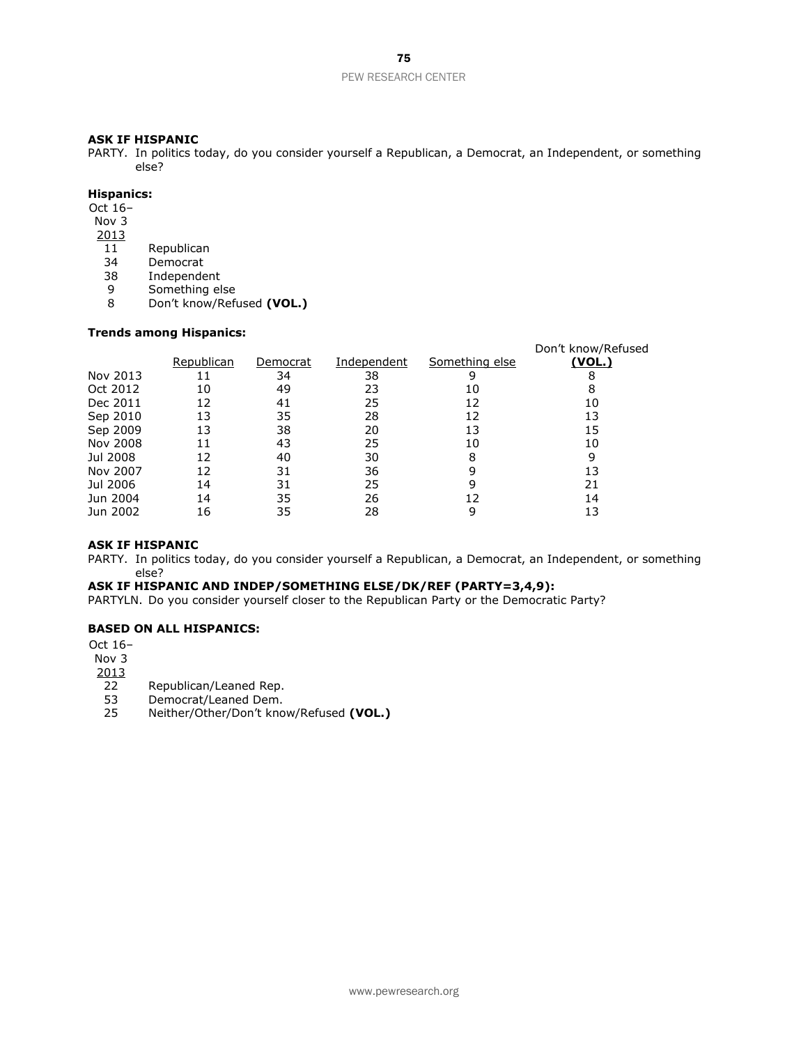**ASK IF HISPANIC**

PARTY. In politics today, do you consider yourself a Republican, a Democrat, an Independent, or something else?

**Hispanics:**

| Oct 16–Nov 3 2013 | |
|---|---|
| 11 | Republican |
| 34 | Democrat |
| 38 | Independent |
| 9 | Something else |
| 8 | Don't know/Refused **(VOL.)** |

**Trends among Hispanics:**

| | Republican | Democrat | Independent | Something else | Don't know/Refused **(VOL.)** |
|---|---|---|---|---|---|
| Nov 2013 | 11 | 34 | 38 | 9 | 8 |
| Oct 2012 | 10 | 49 | 23 | 10 | 8 |
| Dec 2011 | 12 | 41 | 25 | 12 | 10 |
| Sep 2010 | 13 | 35 | 28 | 12 | 13 |
| Sep 2009 | 13 | 38 | 20 | 13 | 15 |
| Nov 2008 | 11 | 43 | 25 | 10 | 10 |
| Jul 2008 | 12 | 40 | 30 | 8 | 9 |
| Nov 2007 | 12 | 31 | 36 | 9 | 13 |
| Jul 2006 | 14 | 31 | 25 | 9 | 21 |
| Jun 2004 | 14 | 35 | 26 | 12 | 14 |
| Jun 2002 | 16 | 35 | 28 | 9 | 13 |

**ASK IF HISPANIC**

PARTY. In politics today, do you consider yourself a Republican, a Democrat, an Independent, or something else?

**ASK IF HISPANIC AND INDEP/SOMETHING ELSE/DK/REF (PARTY=3,4,9):**

PARTYLN. Do you consider yourself closer to the Republican Party or the Democratic Party?

**BASED ON ALL HISPANICS:**

| Oct 16–Nov 3 2013 | |
|---|---|
| 22 | Republican/Leaned Rep. |
| 53 | Democrat/Leaned Dem. |
| 25 | Neither/Other/Don't know/Refused **(VOL.)** |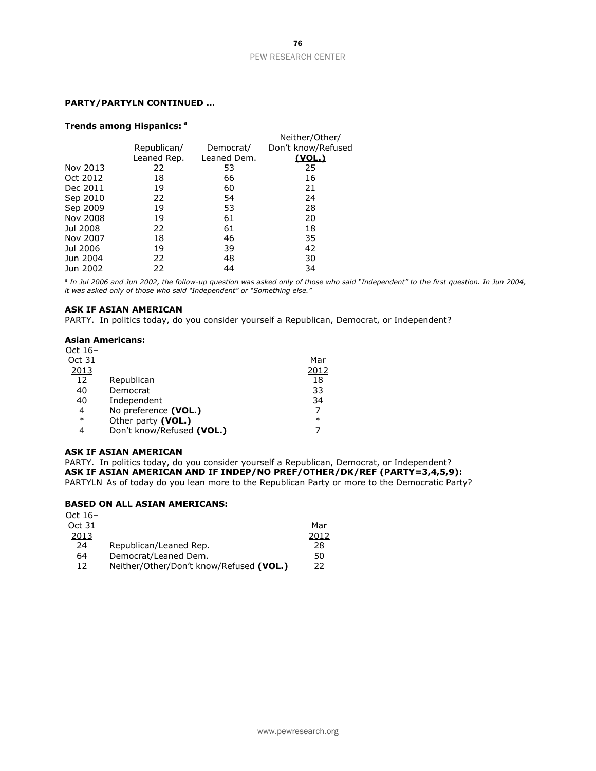**PARTY/PARTYLN CONTINUED …**

**Trends among Hispanics:** [a]

| | Republican/ Leaned Rep. | Democrat/ Leaned Dem. | Neither/Other/ Don't know/Refused **(VOL.)** |
|---|---|---|---|
| Nov 2013 | 22 | 53 | 25 |
| Oct 2012 | 18 | 66 | 16 |
| Dec 2011 | 19 | 60 | 21 |
| Sep 2010 | 22 | 54 | 24 |
| Sep 2009 | 19 | 53 | 28 |
| Nov 2008 | 19 | 61 | 20 |
| Jul 2008 | 22 | 61 | 18 |
| Nov 2007 | 18 | 46 | 35 |
| Jul 2006 | 19 | 39 | 42 |
| Jun 2004 | 22 | 48 | 30 |
| Jun 2002 | 22 | 44 | 34 |

*[a] In Jul 2006 and Jun 2002, the follow-up question was asked only of those who said "Independent" to the first question. In Jun 2004, it was asked only of those who said "Independent" or "Something else."*

**ASK IF ASIAN AMERICAN**

PARTY. In politics today, do you consider yourself a Republican, Democrat, or Independent?

**Asian Americans:**

| Oct 16– Oct 31 2013 | | Mar 2012 |
|---|---|---|
| 12 | Republican | 18 |
| 40 | Democrat | 33 |
| 40 | Independent | 34 |
| 4 | No preference **(VOL.)** | 7 |
| * | Other party **(VOL.)** | * |
| 4 | Don't know/Refused **(VOL.)** | 7 |

**ASK IF ASIAN AMERICAN**

PARTY. In politics today, do you consider yourself a Republican, Democrat, or Independent?

**ASK IF ASIAN AMERICAN AND IF INDEP/NO PREF/OTHER/DK/REF (PARTY=3,4,5,9):**

PARTYLN As of today do you lean more to the Republican Party or more to the Democratic Party?

**BASED ON ALL ASIAN AMERICANS:**

| Oct 16– Oct 31 2013 | | Mar 2012 |
|---|---|---|
| 24 | Republican/Leaned Rep. | 28 |
| 64 | Democrat/Leaned Dem. | 50 |
| 12 | Neither/Other/Don't know/Refused **(VOL.)** | 22 |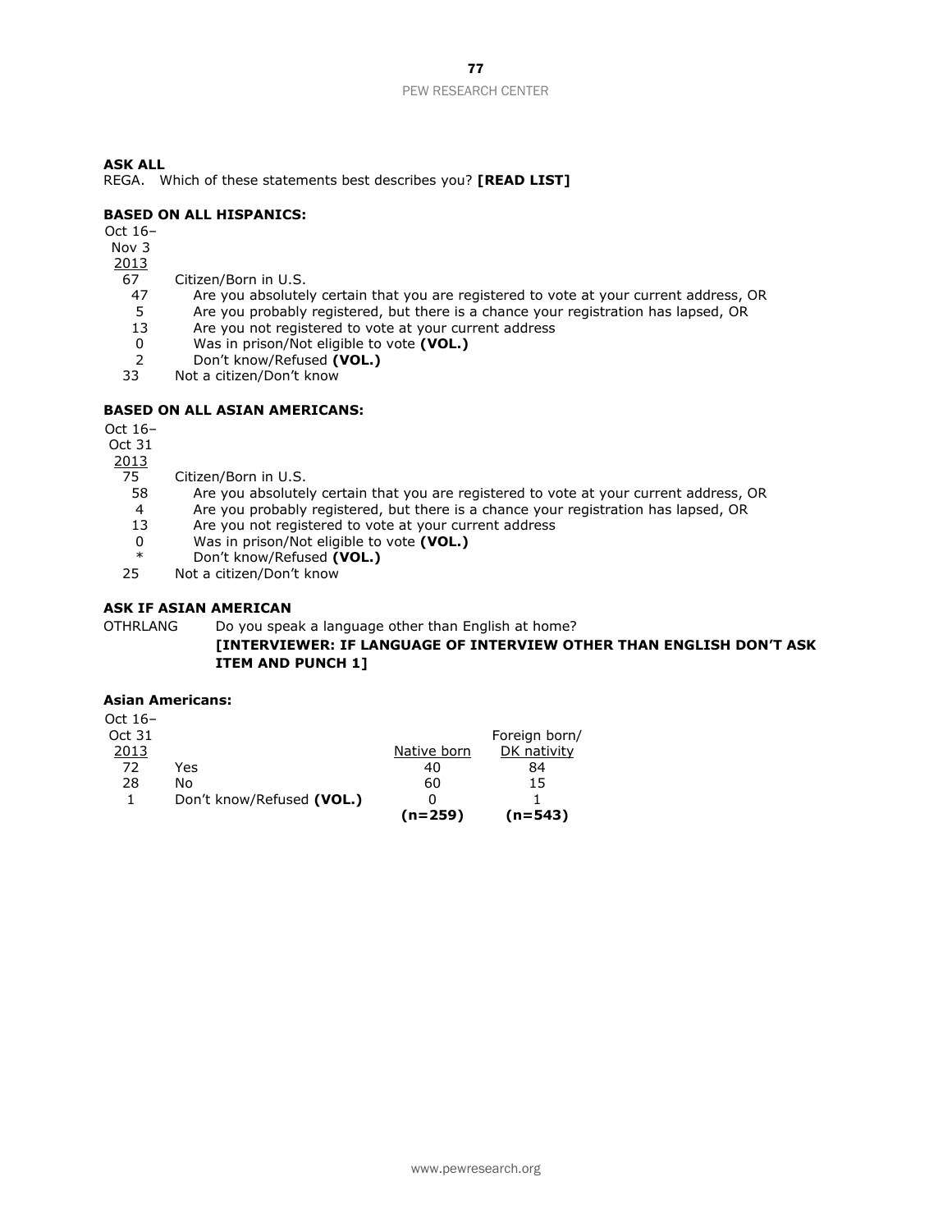**ASK ALL**
REGA. Which of these statements best describes you? **[READ LIST]**

**BASED ON ALL HISPANICS:**

| Oct 16– Nov 3 2013 | |
|---|---|
| 67 | Citizen/Born in U.S. |
| 47 | Are you absolutely certain that you are registered to vote at your current address, OR |
| 5 | Are you probably registered, but there is a chance your registration has lapsed, OR |
| 13 | Are you not registered to vote at your current address |
| 0 | Was in prison/Not eligible to vote **(VOL.)** |
| 2 | Don't know/Refused **(VOL.)** |
| 33 | Not a citizen/Don't know |

**BASED ON ALL ASIAN AMERICANS:**

| Oct 16– Oct 31 2013 | |
|---|---|
| 75 | Citizen/Born in U.S. |
| 58 | Are you absolutely certain that you are registered to vote at your current address, OR |
| 4 | Are you probably registered, but there is a chance your registration has lapsed, OR |
| 13 | Are you not registered to vote at your current address |
| 0 | Was in prison/Not eligible to vote **(VOL.)** |
| * | Don't know/Refused **(VOL.)** |
| 25 | Not a citizen/Don't know |

**ASK IF ASIAN AMERICAN**
OTHRLANG Do you speak a language other than English at home?
**[INTERVIEWER: IF LANGUAGE OF INTERVIEW OTHER THAN ENGLISH DON'T ASK ITEM AND PUNCH 1]**

**Asian Americans:**

| Oct 16– Oct 31 2013 | | Native born | Foreign born/ DK nativity |
|---|---|---|---|
| 72 | Yes | 40 | 84 |
| 28 | No | 60 | 15 |
| 1 | Don't know/Refused **(VOL.)** | 0 | 1 |
| | | **(n=259)** | **(n=543)** |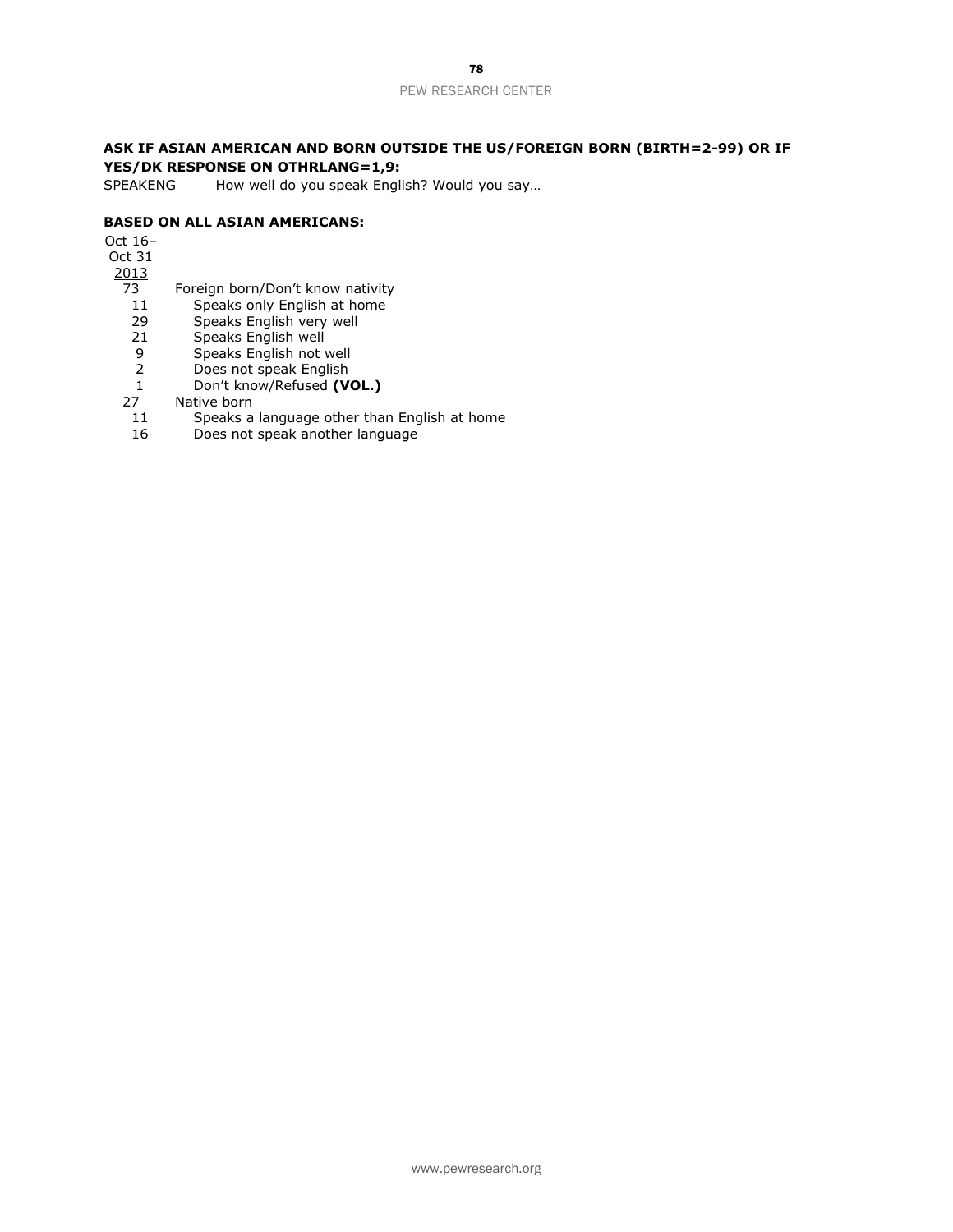**ASK IF ASIAN AMERICAN AND BORN OUTSIDE THE US/FOREIGN BORN (BIRTH=2-99) OR IF YES/DK RESPONSE ON OTHRLANG=1,9:**

SPEAKENG How well do you speak English? Would you say…

**BASED ON ALL ASIAN AMERICANS:**

| Oct 16–Oct 31 2013 | |
|---|---|
| 73 | Foreign born/Don't know nativity |
| 11 | Speaks only English at home |
| 29 | Speaks English very well |
| 21 | Speaks English well |
| 9 | Speaks English not well |
| 2 | Does not speak English |
| 1 | Don't know/Refused **(VOL.)** |
| 27 | Native born |
| 11 | Speaks a language other than English at home |
| 16 | Does not speak another language |